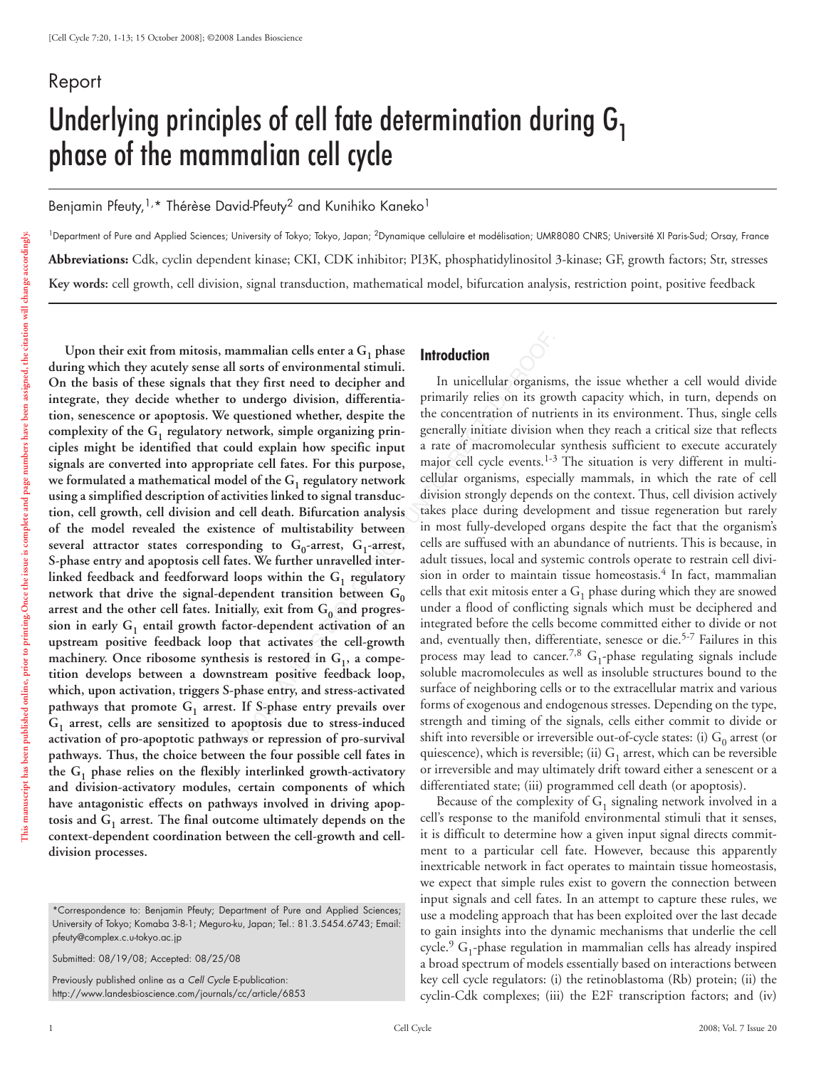Report

# Underlying principles of cell fate determination during $G_1$ phase of the mammalian cell cycle

Benjamin Pfeuty,[1,*] Thérèse David-Pfeuty[2] and Kunihiko Kaneko[1]

[1]Department of Pure and Applied Sciences; University of Tokyo; Tokyo, Japan; [2]Dynamique cellulaire et modélisation; UMR8080 CNRS; Université XI Paris-Sud; Orsay, France

**Abbreviations:** Cdk, cyclin dependent kinase; CKI, CDK inhibitor; PI3K, phosphatidylinositol 3-kinase; GF, growth factors; Str, stresses

**Key words:** cell growth, cell division, signal transduction, mathematical model, bifurcation analysis, restriction point, positive feedback

**Upon their exit from mitosis, mammalian cells enter a $G_1$ phase during which they acutely sense all sorts of environmental stimuli. On the basis of these signals that they first need to decipher and integrate, they decide whether to undergo division, differentiation, senescence or apoptosis. We questioned whether, despite the complexity of the $G_1$ regulatory network, simple organizing principles might be identified that could explain how specific input signals are converted into appropriate cell fates. For this purpose, we formulated a mathematical model of the $G_1$ regulatory network using a simplified description of activities linked to signal transduction, cell growth, cell division and cell death. Bifurcation analysis of the model revealed the existence of multistability between several attractor states corresponding to $G_0$-arrest, $G_1$-arrest, S-phase entry and apoptosis cell fates. We further unravelled interlinked feedback and feedforward loops within the $G_1$ regulatory network that drive the signal-dependent transition between $G_0$ arrest and the other cell fates. Initially, exit from $G_0$ and progression in early $G_1$ entail growth factor-dependent activation of an upstream positive feedback loop that activates the cell-growth machinery. Once ribosome synthesis is restored in $G_1$, a competition develops between a downstream positive feedback loop, which, upon activation, triggers S-phase entry, and stress-activated pathways that promote $G_1$ arrest. If S-phase entry prevails over $G_1$ arrest, cells are sensitized to apoptosis due to stress-induced activation of pro-apoptotic pathways or repression of pro-survival pathways. Thus, the choice between the four possible cell fates in the $G_1$ phase relies on the flexibly interlinked growth-activatory and division-activatory modules, certain components of which have antagonistic effects on pathways involved in driving apoptosis and $G_1$ arrest. The final outcome ultimately depends on the context-dependent coordination between the cell-growth and cell-division processes.**

*Correspondence to: Benjamin Pfeuty; Department of Pure and Applied Sciences; University of Tokyo; Komaba 3-8-1; Meguro-ku, Japan; Tel.: 81.3.5454.6743; Email: pfeuty@complex.c.u-tokyo.ac.jp

Submitted: 08/19/08; Accepted: 08/25/08

Previously published online as a *Cell Cycle* E-publication: http://www.landesbioscience.com/journals/cc/article/6853

## Introduction

In unicellular organisms, the issue whether a cell would divide primarily relies on its growth capacity which, in turn, depends on the concentration of nutrients in its environment. Thus, single cells generally initiate division when they reach a critical size that reflects a rate of macromolecular synthesis sufficient to execute accurately major cell cycle events.[1-3] The situation is very different in multicellular organisms, especially mammals, in which the rate of cell division strongly depends on the context. Thus, cell division actively takes place during development and tissue regeneration but rarely in most fully-developed organs despite the fact that the organism's cells are suffused with an abundance of nutrients. This is because, in adult tissues, local and systemic controls operate to restrain cell division in order to maintain tissue homeostasis.[4] In fact, mammalian cells that exit mitosis enter a $G_1$ phase during which they are snowed under a flood of conflicting signals which must be deciphered and integrated before the cells become committed either to divide or not and, eventually then, differentiate, senesce or die.[5-7] Failures in this process may lead to cancer.[7,8] $G_1$-phase regulating signals include soluble macromolecules as well as insoluble structures bound to the surface of neighboring cells or to the extracellular matrix and various forms of exogenous and endogenous stresses. Depending on the type, strength and timing of the signals, cells either commit to divide or shift into reversible or irreversible out-of-cycle states: (i) $G_0$ arrest (or quiescence), which is reversible; (ii) $G_1$ arrest, which can be reversible or irreversible and may ultimately drift toward either a senescent or a differentiated state; (iii) programmed cell death (or apoptosis).

Because of the complexity of $G_1$ signaling network involved in a cell's response to the manifold environmental stimuli that it senses, it is difficult to determine how a given input signal directs commitment to a particular cell fate. However, because this apparently inextricable network in fact operates to maintain tissue homeostasis, we expect that simple rules exist to govern the connection between input signals and cell fates. In an attempt to capture these rules, we use a modeling approach that has been exploited over the last decade to gain insights into the dynamic mechanisms that underlie the cell cycle.[9] $G_1$-phase regulation in mammalian cells has already inspired a broad spectrum of models essentially based on interactions between key cell cycle regulators: (i) the retinoblastoma (Rb) protein; (ii) the cyclin-Cdk complexes; (iii) the E2F transcription factors; and (iv)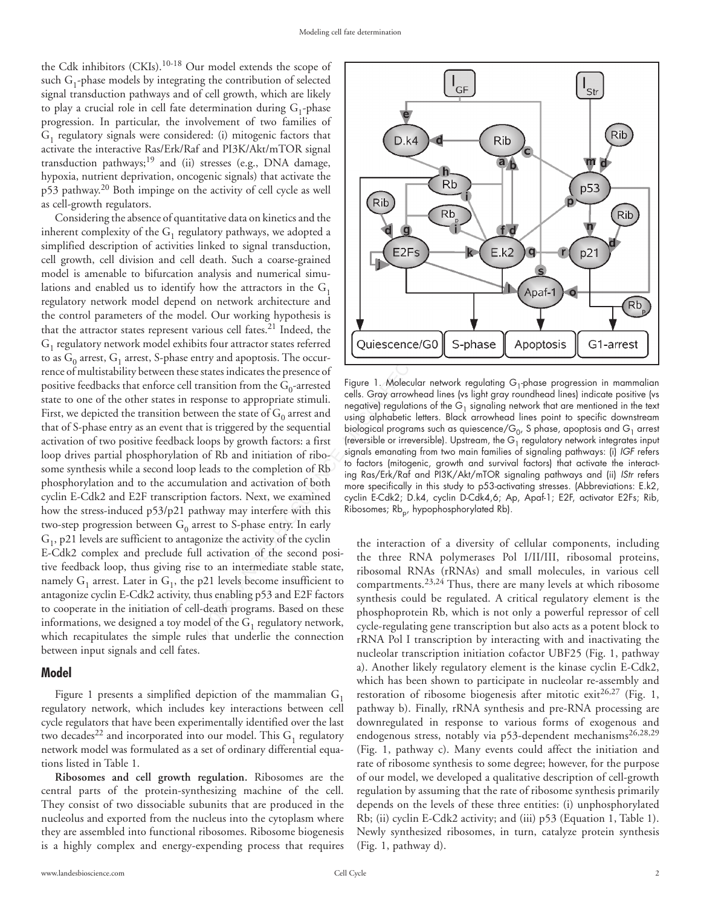the Cdk inhibitors (CKIs).[10-18] Our model extends the scope of such $G_1$-phase models by integrating the contribution of selected signal transduction pathways and of cell growth, which are likely to play a crucial role in cell fate determination during $G_1$-phase progression. In particular, the involvement of two families of $G_1$ regulatory signals were considered: (i) mitogenic factors that activate the interactive Ras/Erk/Raf and PI3K/Akt/mTOR signal transduction pathways;[19] and (ii) stresses (e.g., DNA damage, hypoxia, nutrient deprivation, oncogenic signals) that activate the p53 pathway.[20] Both impinge on the activity of cell cycle as well as cell-growth regulators.

Considering the absence of quantitative data on kinetics and the inherent complexity of the $G_1$ regulatory pathways, we adopted a simplified description of activities linked to signal transduction, cell growth, cell division and cell death. Such a coarse-grained model is amenable to bifurcation analysis and numerical simulations and enabled us to identify how the attractors in the $G_1$ regulatory network model depend on network architecture and the control parameters of the model. Our working hypothesis is that the attractor states represent various cell fates.[21] Indeed, the $G_1$ regulatory network model exhibits four attractor states referred to as $G_0$ arrest, $G_1$ arrest, S-phase entry and apoptosis. The occurrence of multistability between these states indicates the presence of positive feedbacks that enforce cell transition from the $G_0$-arrested state to one of the other states in response to appropriate stimuli. First, we depicted the transition between the state of $G_0$ arrest and that of S-phase entry as an event that is triggered by the sequential activation of two positive feedback loops by growth factors: a first loop drives partial phosphorylation of Rb and initiation of ribosome synthesis while a second loop leads to the completion of Rb phosphorylation and to the accumulation and activation of both cyclin E-Cdk2 and E2F transcription factors. Next, we examined how the stress-induced p53/p21 pathway may interfere with this two-step progression between $G_0$ arrest to S-phase entry. In early $G_1$, p21 levels are sufficient to antagonize the activity of the cyclin E-Cdk2 complex and preclude full activation of the second positive feedback loop, thus giving rise to an intermediate stable state, namely $G_1$ arrest. Later in $G_1$, the p21 levels become insufficient to antagonize cyclin E-Cdk2 activity, thus enabling p53 and E2F factors to cooperate in the initiation of cell-death programs. Based on these informations, we designed a toy model of the $G_1$ regulatory network, which recapitulates the simple rules that underlie the connection between input signals and cell fates.

Figure 1. Molecular network regulating $G_1$-phase progression in mammalian cells. Gray arrowhead lines (vs light gray roundhead lines) indicate positive (vs negative) regulations of the $G_1$ signaling network that are mentioned in the text using alphabetic letters. Black arrowhead lines point to specific downstream biological programs such as quiescence/$G_0$, S phase, apoptosis and $G_1$ arrest (reversible or irreversible). Upstream, the $G_1$ regulatory network integrates input signals emanating from two main families of signaling pathways: (i) *IGF* refers to factors (mitogenic, growth and survival factors) that activate the interacting Ras/Erk/Raf and PI3K/Akt/mTOR signaling pathways and (ii) *IStr* refers more specifically in this study to p53-activating stresses. (Abbreviations: E.k2, cyclin E-Cdk2; D.k4, cyclin D-Cdk4,6; Ap, Apaf-1; E2F, activator E2Fs; Rib, Ribosomes; $Rb_p$, hypophosphorylated Rb).

## Model

Figure 1 presents a simplified depiction of the mammalian $G_1$ regulatory network, which includes key interactions between cell cycle regulators that have been experimentally identified over the last two decades[22] and incorporated into our model. This $G_1$ regulatory network model was formulated as a set of ordinary differential equations listed in Table 1.

**Ribosomes and cell growth regulation.** Ribosomes are the central parts of the protein-synthesizing machine of the cell. They consist of two dissociable subunits that are produced in the nucleolus and exported from the nucleus into the cytoplasm where they are assembled into functional ribosomes. Ribosome biogenesis is a highly complex and energy-expending process that requires the interaction of a diversity of cellular components, including the three RNA polymerases Pol I/II/III, ribosomal proteins, ribosomal RNAs (rRNAs) and small molecules, in various cell compartments.[23,24] Thus, there are many levels at which ribosome synthesis could be regulated. A critical regulatory element is the phosphoprotein Rb, which is not only a powerful repressor of cell cycle-regulating gene transcription but also acts as a potent block to rRNA Pol I transcription by interacting with and inactivating the nucleolar transcription initiation cofactor UBF25 (Fig. 1, pathway a). Another likely regulatory element is the kinase cyclin E-Cdk2, which has been shown to participate in nucleolar re-assembly and restoration of ribosome biogenesis after mitotic exit[26,27] (Fig. 1, pathway b). Finally, rRNA synthesis and pre-RNA processing are downregulated in response to various forms of exogenous and endogenous stress, notably via p53-dependent mechanisms[26,28,29] (Fig. 1, pathway c). Many events could affect the initiation and rate of ribosome synthesis to some degree; however, for the purpose of our model, we developed a qualitative description of cell-growth regulation by assuming that the rate of ribosome synthesis primarily depends on the levels of these three entities: (i) unphosphorylated Rb; (ii) cyclin E-Cdk2 activity; and (iii) p53 (Equation 1, Table 1). Newly synthesized ribosomes, in turn, catalyze protein synthesis (Fig. 1, pathway d).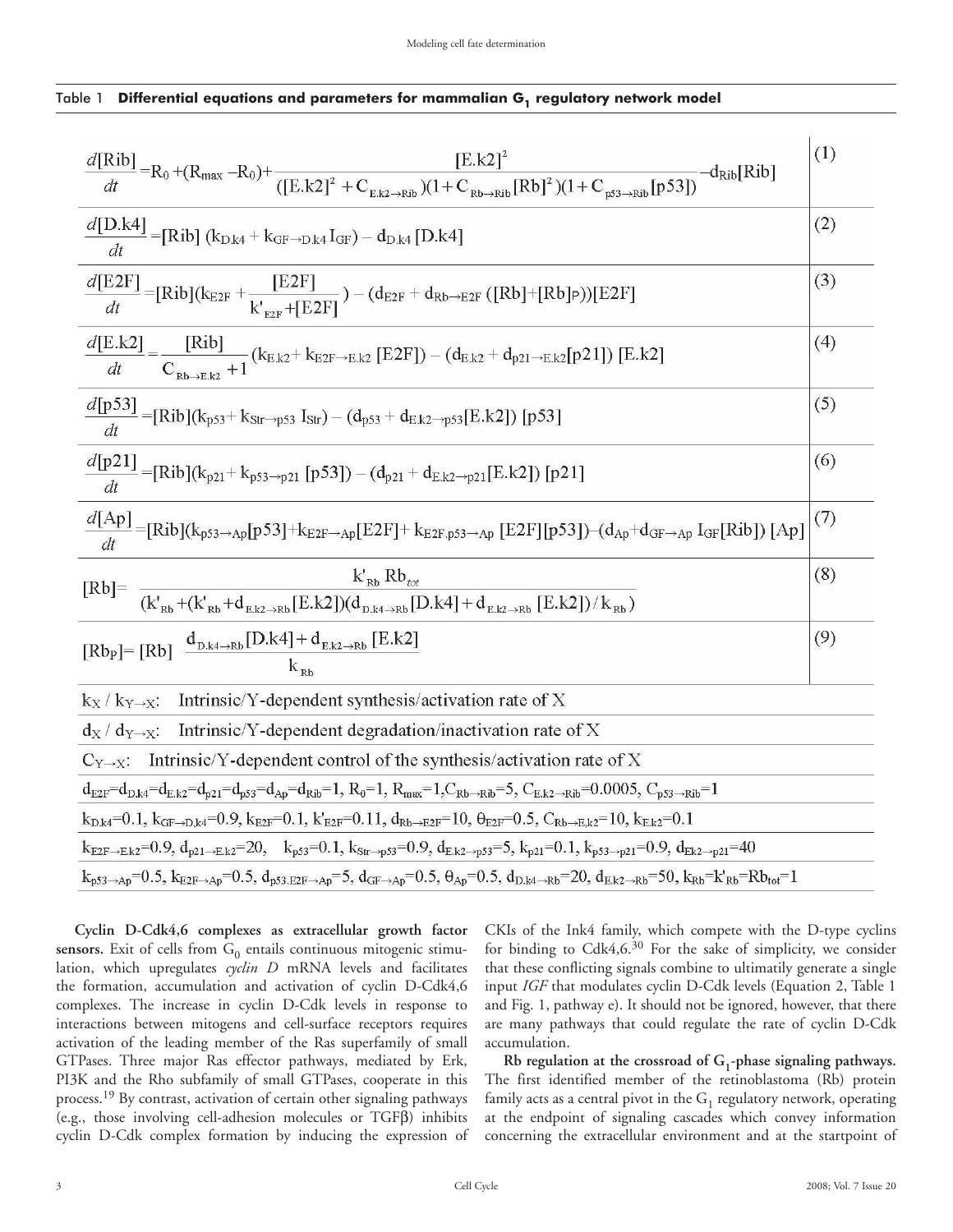Table 1 **Differential equations and parameters for mammalian $G_1$ regulatory network model**

| Equation | No. |
|---|---|
| $\frac{d[\mathrm{Rib}]}{dt} = R_0 + (R_{max} - R_0) + \frac{[\mathrm{E.k2}]^2}{([\mathrm{E.k2}]^2 + C_{\mathrm{E.k2}\rightarrow\mathrm{Rib}})(1 + C_{\mathrm{Rb}\rightarrow\mathrm{Rib}}[\mathrm{Rb}]^2)(1 + C_{\mathrm{p53}\rightarrow\mathrm{Rib}}[\mathrm{p53}])} - d_{\mathrm{Rib}}[\mathrm{Rib}]$ | (1) |
| $\frac{d[\mathrm{D.k4}]}{dt} = [\mathrm{Rib}]\,(k_{\mathrm{D.k4}} + k_{\mathrm{GF}\rightarrow\mathrm{D.k4}}\, I_{\mathrm{GF}}) - d_{\mathrm{D.k4}}\,[\mathrm{D.k4}]$ | (2) |
| $\frac{d[\mathrm{E2F}]}{dt} = [\mathrm{Rib}](k_{\mathrm{E2F}} + \frac{[\mathrm{E2F}]}{k'_{\mathrm{E2F}} + [\mathrm{E2F}]}) - (d_{\mathrm{E2F}} + d_{\mathrm{Rb}\rightarrow\mathrm{E2F}}\,([\mathrm{Rb}] + [\mathrm{Rb}]_{\mathrm{P}}))[\mathrm{E2F}]$ | (3) |
| $\frac{d[\mathrm{E.k2}]}{dt} = \frac{[\mathrm{Rib}]}{C_{\mathrm{Rb}\rightarrow\mathrm{E.k2}} + 1}(k_{\mathrm{E.k2}} + k_{\mathrm{E2F}\rightarrow\mathrm{E.k2}}\,[\mathrm{E2F}]) - (d_{\mathrm{E.k2}} + d_{\mathrm{p21}\rightarrow\mathrm{E.k2}}[\mathrm{p21}])\,[\mathrm{E.k2}]$ | (4) |
| $\frac{d[\mathrm{p53}]}{dt} = [\mathrm{Rib}](k_{\mathrm{p53}} + k_{\mathrm{Str}\rightarrow\mathrm{p53}}\, I_{\mathrm{Str}}) - (d_{\mathrm{p53}} + d_{\mathrm{E.k2}\rightarrow\mathrm{p53}}[\mathrm{E.k2}])\,[\mathrm{p53}]$ | (5) |
| $\frac{d[\mathrm{p21}]}{dt} = [\mathrm{Rib}](k_{\mathrm{p21}} + k_{\mathrm{p53}\rightarrow\mathrm{p21}}\,[\mathrm{p53}]) - (d_{\mathrm{p21}} + d_{\mathrm{E.k2}\rightarrow\mathrm{p21}}[\mathrm{E.k2}])\,[\mathrm{p21}]$ | (6) |
| $\frac{d[\mathrm{Ap}]}{dt} = [\mathrm{Rib}](k_{\mathrm{p53}\rightarrow\mathrm{Ap}}[\mathrm{p53}] + k_{\mathrm{E2F}\rightarrow\mathrm{Ap}}[\mathrm{E2F}] + k_{\mathrm{E2F.p53}\rightarrow\mathrm{Ap}}\,[\mathrm{E2F}][\mathrm{p53}]) - (d_{\mathrm{Ap}} + d_{\mathrm{GF}\rightarrow\mathrm{Ap}}\, I_{\mathrm{GF}}[\mathrm{Rib}])\,[\mathrm{Ap}]$ | (7) |
| $[\mathrm{Rb}] = \frac{k'_{\mathrm{Rb}}\,\mathrm{Rb}_{tot}}{(k'_{\mathrm{Rb}} + (k'_{\mathrm{Rb}} + d_{\mathrm{E.k2}\rightarrow\mathrm{Rb}}[\mathrm{E.k2}])(d_{\mathrm{D.k4}\rightarrow\mathrm{Rb}}[\mathrm{D.k4}] + d_{\mathrm{E.k2}\rightarrow\mathrm{Rb}}\,[\mathrm{E.k2}])/k_{\mathrm{Rb}})}$ | (8) |
| $[\mathrm{Rb}_{\mathrm{P}}] = [\mathrm{Rb}]\;\frac{d_{\mathrm{D.k4}\rightarrow\mathrm{Rb}}[\mathrm{D.k4}] + d_{\mathrm{E.k2}\rightarrow\mathrm{Rb}}\,[\mathrm{E.k2}]}{k_{\mathrm{Rb}}}$ | (9) |

$k_X$ / $k_{Y\rightarrow X}$: Intrinsic/Y-dependent synthesis/activation rate of X

$d_X$ / $d_{Y\rightarrow X}$: Intrinsic/Y-dependent degradation/inactivation rate of X

$C_{Y\rightarrow X}$: Intrinsic/Y-dependent control of the synthesis/activation rate of X

$d_{\mathrm{E2F}}=d_{\mathrm{D.k4}}=d_{\mathrm{E.k2}}=d_{\mathrm{p21}}=d_{\mathrm{p53}}=d_{\mathrm{Ap}}=d_{\mathrm{Rib}}=1$, $R_0=1$, $R_{max}=1$, $C_{\mathrm{Rb}\rightarrow\mathrm{Rib}}=5$, $C_{\mathrm{E.k2}\rightarrow\mathrm{Rib}}=0.0005$, $C_{\mathrm{p53}\rightarrow\mathrm{Rib}}=1$

$k_{\mathrm{D.k4}}=0.1$, $k_{\mathrm{GF}\rightarrow\mathrm{D.k4}}=0.9$, $k_{\mathrm{E2F}}=0.1$, $k'_{\mathrm{E2F}}=0.11$, $d_{\mathrm{Rb}\rightarrow\mathrm{E2F}}=10$, $\theta_{\mathrm{E2F}}=0.5$, $C_{\mathrm{Rb}\rightarrow\mathrm{E.k2}}=10$, $k_{\mathrm{E.k2}}=0.1$

$k_{\mathrm{E2F}\rightarrow\mathrm{E.k2}}=0.9$, $d_{\mathrm{p21}\rightarrow\mathrm{E.k2}}=20$, $k_{\mathrm{p53}}=0.1$, $k_{\mathrm{Str}\rightarrow\mathrm{p53}}=0.9$, $d_{\mathrm{E.k2}\rightarrow\mathrm{p53}}=5$, $k_{\mathrm{p21}}=0.1$, $k_{\mathrm{p53}\rightarrow\mathrm{p21}}=0.9$, $d_{\mathrm{Ek2}\rightarrow\mathrm{p21}}=40$

$k_{\mathrm{p53}\rightarrow\mathrm{Ap}}=0.5$, $k_{\mathrm{E2F}\rightarrow\mathrm{Ap}}=0.5$, $d_{\mathrm{p53.E2F}\rightarrow\mathrm{Ap}}=5$, $d_{\mathrm{GF}\rightarrow\mathrm{Ap}}=0.5$, $\theta_{\mathrm{Ap}}=0.5$, $d_{\mathrm{D.k4}\rightarrow\mathrm{Rb}}=20$, $d_{\mathrm{E.k2}\rightarrow\mathrm{Rb}}=50$, $k_{\mathrm{Rb}}=k'_{\mathrm{Rb}}=\mathrm{Rb}_{\mathrm{tot}}=1$

**Cyclin D-Cdk4,6 complexes as extracellular growth factor sensors.** Exit of cells from $G_0$ entails continuous mitogenic stimulation, which upregulates *cyclin D* mRNA levels and facilitates the formation, accumulation and activation of cyclin D-Cdk4,6 complexes. The increase in cyclin D-Cdk levels in response to interactions between mitogens and cell-surface receptors requires activation of the leading member of the Ras superfamily of small GTPases. Three major Ras effector pathways, mediated by Erk, PI3K and the Rho subfamily of small GTPases, cooperate in this process.[19] By contrast, activation of certain other signaling pathways (e.g., those involving cell-adhesion molecules or TGFβ) inhibits cyclin D-Cdk complex formation by inducing the expression of CKIs of the Ink4 family, which compete with the D-type cyclins for binding to Cdk4,6.[30] For the sake of simplicity, we consider that these conflicting signals combine to ultimatly generate a single input *IGF* that modulates cyclin D-Cdk levels (Equation 2, Table 1 and Fig. 1, pathway e). It should not be ignored, however, that there are many pathways that could regulate the rate of cyclin D-Cdk accumulation.

**Rb regulation at the crossroad of $G_1$-phase signaling pathways.** The first identified member of the retinoblastoma (Rb) protein family acts as a central pivot in the $G_1$ regulatory network, operating at the endpoint of signaling cascades which convey information concerning the extracellular environment and at the startpoint of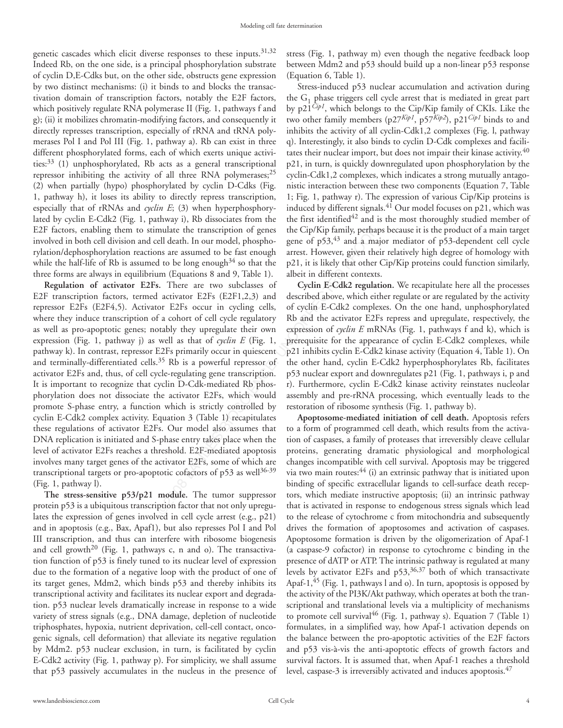genetic cascades which elicit diverse responses to these inputs.[31,32] Indeed Rb, on the one side, is a principal phosphorylation substrate of cyclin D,E-Cdks but, on the other side, obstructs gene expression by two distinct mechanisms: (i) it binds to and blocks the transactivation domain of transcription factors, notably the E2F factors, which positively regulate RNA polymerase II (Fig. 1, pathways f and g); (ii) it mobilizes chromatin-modifying factors, and consequently it directly represses transcription, especially of rRNA and tRNA polymerases Pol I and Pol III (Fig. 1, pathway a). Rb can exist in three different phosphorylated forms, each of which exerts unique activities:[33] (1) unphosphorylated, Rb acts as a general transcriptional repressor inhibiting the activity of all three RNA polymerases;[25] (2) when partially (hypo) phosphorylated by cyclin D-Cdks (Fig. 1, pathway h), it loses its ability to directly repress transcription, especially that of rRNAs and *cyclin E*; (3) when hyperphosphorylated by cyclin E-Cdk2 (Fig. 1, pathway i), Rb dissociates from the E2F factors, enabling them to stimulate the transcription of genes involved in both cell division and cell death. In our model, phosphorylation/dephosphorylation reactions are assumed to be fast enough while the half-life of Rb is assumed to be long enough[34] so that the three forms are always in equilibrium (Equations 8 and 9, Table 1).

**Regulation of activator E2Fs.** There are two subclasses of E2F transcription factors, termed activator E2Fs (E2F1,2,3) and repressor E2Fs (E2F4,5). Activator E2Fs occur in cycling cells, where they induce transcription of a cohort of cell cycle regulatory as well as pro-apoptotic genes; notably they upregulate their own expression (Fig. 1, pathway j) as well as that of *cyclin E* (Fig. 1, pathway k). In contrast, repressor E2Fs primarily occur in quiescent and terminally-differentiated cells.[35] Rb is a powerful repressor of activator E2Fs and, thus, of cell cycle-regulating gene transcription. It is important to recognize that cyclin D-Cdk-mediated Rb phosphorylation does not dissociate the activator E2Fs, which would promote S-phase entry, a function which is strictly controlled by cyclin E-Cdk2 complex activity. Equation 3 (Table 1) recapitulates these regulations of activator E2Fs. Our model also assumes that DNA replication is initiated and S-phase entry takes place when the level of activator E2Fs reaches a threshold. E2F-mediated apoptosis involves many target genes of the activator E2Fs, some of which are transcriptional targets or pro-apoptotic cofactors of p53 as well[36-39] (Fig. 1, pathway l).

**The stress-sensitive p53/p21 module.** The tumor suppressor protein p53 is a ubiquitous transcription factor that not only upregulates the expression of genes involved in cell cycle arrest (e.g., p21) and in apoptosis (e.g., Bax, Apaf1), but also represses Pol I and Pol III transcription, and thus can interfere with ribosome biogenesis and cell growth[20] (Fig. 1, pathways c, n and o). The transactivation function of p53 is finely tuned to its nuclear level of expression due to the formation of a negative loop with the product of one of its target genes, Mdm2, which binds p53 and thereby inhibits its transcriptional activity and facilitates its nuclear export and degradation. p53 nuclear levels dramatically increase in response to a wide variety of stress signals (e.g., DNA damage, depletion of nucleotide triphosphates, hypoxia, nutrient deprivation, cell-cell contact, oncogenic signals, cell deformation) that alleviate its negative regulation by Mdm2. p53 nuclear exclusion, in turn, is facilitated by cyclin E-Cdk2 activity (Fig. 1, pathway p). For simplicity, we shall assume that p53 passively accumulates in the nucleus in the presence of stress (Fig. 1, pathway m) even though the negative feedback loop between Mdm2 and p53 should build up a non-linear p53 response (Equation 6, Table 1).

Stress-induced p53 nuclear accumulation and activation during the $G_1$ phase triggers cell cycle arrest that is mediated in great part by p21*Cip1*, which belongs to the Cip/Kip family of CKIs. Like the two other family members (p27*Kip1*, p57*Kip2*), p21*Cip1* binds to and inhibits the activity of all cyclin-Cdk1,2 complexes (Fig. l, pathway q). Interestingly, it also binds to cyclin D-Cdk complexes and facilitates their nuclear import, but does not impair their kinase activity.[40] p21, in turn, is quickly downregulated upon phosphorylation by the cyclin-Cdk1,2 complexes, which indicates a strong mutually antagonistic interaction between these two components (Equation 7, Table 1; Fig. 1, pathway r). The expression of various Cip/Kip proteins is induced by different signals.[41] Our model focuses on p21, which was the first identified[42] and is the most thoroughly studied member of the Cip/Kip family, perhaps because it is the product of a main target gene of p53,[43] and a major mediator of p53-dependent cell cycle arrest. However, given their relatively high degree of homology with p21, it is likely that other Cip/Kip proteins could function similarly, albeit in different contexts.

**Cyclin E-Cdk2 regulation.** We recapitulate here all the processes described above, which either regulate or are regulated by the activity of cyclin E-Cdk2 complexes. On the one hand, unphosphorylated Rb and the activator E2Fs repress and upregulate, respectively, the expression of *cyclin E* mRNAs (Fig. 1, pathways f and k), which is prerequisite for the appearance of cyclin E-Cdk2 complexes, while p21 inhibits cyclin E-Cdk2 kinase activity (Equation 4, Table 1). On the other hand, cyclin E-Cdk2 hyperphosphorylates Rb, facilitates p53 nuclear export and downregulates p21 (Fig. 1, pathways i, p and r). Furthermore, cyclin E-Cdk2 kinase activity reinstates nucleolar assembly and pre-rRNA processing, which eventually leads to the restoration of ribosome synthesis (Fig. 1, pathway b).

**Apoptosome-mediated initiation of cell death.** Apoptosis refers to a form of programmed cell death, which results from the activation of caspases, a family of proteases that irreversibly cleave cellular proteins, generating dramatic physiological and morphological changes incompatible with cell survival. Apoptosis may be triggered via two main routes:[44] (i) an extrinsic pathway that is initiated upon binding of specific extracellular ligands to cell-surface death receptors, which mediate instructive apoptosis; (ii) an intrinsic pathway that is activated in response to endogenous stress signals which lead to the release of cytochrome c from mitochondria and subsequently drives the formation of apoptosomes and activation of caspases. Apoptosome formation is driven by the oligomerization of Apaf-1 (a caspase-9 cofactor) in response to cytochrome c binding in the presence of dATP or ATP. The intrinsic pathway is regulated at many levels by activator E2Fs and p53,[36,37] both of which transactivate Apaf-1,[45] (Fig. 1, pathways l and o). In turn, apoptosis is opposed by the activity of the PI3K/Akt pathway, which operates at both the transcriptional and translational levels via a multiplicity of mechanisms to promote cell survival[46] (Fig. 1, pathway s). Equation 7 (Table 1) formulates, in a simplified way, how Apaf-1 activation depends on the balance between the pro-apoptotic activities of the E2F factors and p53 vis-à-vis the anti-apoptotic effects of growth factors and survival factors. It is assumed that, when Apaf-1 reaches a threshold level, caspase-3 is irreversibly activated and induces apoptosis.[47]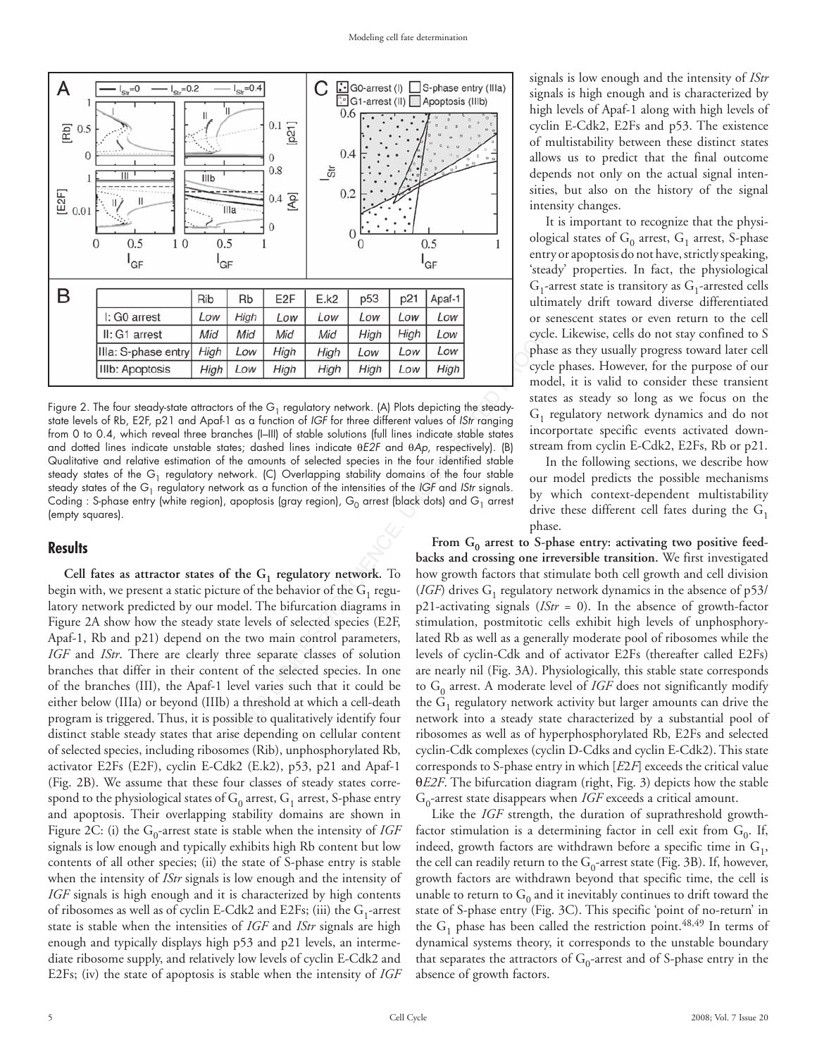| | Rib | Rb | E2F | E.k2 | p53 | p21 | Apaf-1 |
|---|---|---|---|---|---|---|---|
| I: G0 arrest | *Low* | *High* | *Low* | *Low* | *Low* | *Low* | *Low* |
| II: G1 arrest | *Mid* | *Mid* | *Mid* | *Mid* | *High* | *High* | *Low* |
| IIIa: S-phase entry | *High* | *Low* | *High* | *High* | *Low* | *Low* | *Low* |
| IIIb: Apoptosis | *High* | *Low* | *High* | *High* | *High* | *Low* | *High* |

Figure 2. The four steady-state attractors of the $G_1$ regulatory network. (A) Plots depicting the steady-state levels of Rb, E2F, p21 and Apaf-1 as a function of *IGF* for three different values of *IStr* ranging from 0 to 0.4, which reveal three branches (I–III) of stable solutions (full lines indicate stable states and dotted lines indicate unstable states; dashed lines indicate θ*E2F* and θ*Ap*, respectively). (B) Qualitative and relative estimation of the amounts of selected species in the four identified stable steady states of the $G_1$ regulatory network. (C) Overlapping stability domains of the four stable steady states of the $G_1$ regulatory network as a function of the intensities of the *IGF* and *IStr* signals. Coding : S-phase entry (white region), apoptosis (gray region), $G_0$ arrest (black dots) and $G_1$ arrest (empty squares).

## Results

**Cell fates as attractor states of the $G_1$ regulatory network.** To begin with, we present a static picture of the behavior of the $G_1$ regulatory network predicted by our model. The bifurcation diagrams in Figure 2A show how the steady state levels of selected species (E2F, Apaf-1, Rb and p21) depend on the two main control parameters, *IGF* and *IStr*. There are clearly three separate classes of solution branches that differ in their content of the selected species. In one of the branches (III), the Apaf-1 level varies such that it could be either below (IIIa) or beyond (IIIb) a threshold at which a cell-death program is triggered. Thus, it is possible to qualitatively identify four distinct stable steady states that arise depending on cellular content of selected species, including ribosomes (Rib), unphosphorylated Rb, activator E2Fs (E2F), cyclin E-Cdk2 (E.k2), p53, p21 and Apaf-1 (Fig. 2B). We assume that these four classes of steady states correspond to the physiological states of $G_0$ arrest, $G_1$ arrest, S-phase entry and apoptosis. Their overlapping stability domains are shown in Figure 2C: (i) the $G_0$-arrest state is stable when the intensity of *IGF* signals is low enough and typically exhibits high Rb content but low contents of all other species; (ii) the state of S-phase entry is stable when the intensity of *IStr* signals is low enough and the intensity of *IGF* signals is high enough and it is characterized by high contents of ribosomes as well as of cyclin E-Cdk2 and E2Fs; (iii) the $G_1$-arrest state is stable when the intensities of *IGF* and *IStr* signals are high enough and typically displays high p53 and p21 levels, an intermediate ribosome supply, and relatively low levels of cyclin E-Cdk2 and E2Fs; (iv) the state of apoptosis is stable when the intensity of *IGF* signals is low enough and the intensity of *IStr* signals is high enough and is characterized by high levels of Apaf-1 along with high levels of cyclin E-Cdk2, E2Fs and p53. The existence of multistability between these distinct states allows us to predict that the final outcome depends not only on the actual signal intensities, but also on the history of the signal intensity changes.

It is important to recognize that the physiological states of $G_0$ arrest, $G_1$ arrest, S-phase entry or apoptosis do not have, strictly speaking, 'steady' properties. In fact, the physiological $G_1$-arrest state is transitory as $G_1$-arrested cells ultimately drift toward diverse differentiated or senescent states or even return to the cell cycle. Likewise, cells do not stay confined to S phase as they usually progress toward later cell cycle phases. However, for the purpose of our model, it is valid to consider these transient states as steady so long as we focus on the $G_1$ regulatory network dynamics and do not incorportate specific events activated downstream from cyclin E-Cdk2, E2Fs, Rb or p21.

In the following sections, we describe how our model predicts the possible mechanisms by which context-dependent multistability drive these different cell fates during the $G_1$ phase.

**From $G_0$ arrest to S-phase entry: activating two positive feedbacks and crossing one irreversible transition.** We first investigated how growth factors that stimulate both cell growth and cell division (*IGF*) drives $G_1$ regulatory network dynamics in the absence of p53/p21-activating signals (*IStr* = 0). In the absence of growth-factor stimulation, postmitotic cells exhibit high levels of unphosphorylated Rb as well as a generally moderate pool of ribosomes while the levels of cyclin-Cdk and of activator E2Fs (thereafter called E2Fs) are nearly nil (Fig. 3A). Physiologically, this stable state corresponds to $G_0$ arrest. A moderate level of *IGF* does not significantly modify the $G_1$ regulatory network activity but larger amounts can drive the network into a steady state characterized by a substantial pool of ribosomes as well as of hyperphosphorylated Rb, E2Fs and selected cyclin-Cdk complexes (cyclin D-Cdks and cyclin E-Cdk2). This state corresponds to S-phase entry in which [*E2F*] exceeds the critical value θ*E2F*. The bifurcation diagram (right, Fig. 3) depicts how the stable $G_0$-arrest state disappears when *IGF* exceeds a critical amount.

Like the *IGF* strength, the duration of suprathreshold growth-factor stimulation is a determining factor in cell exit from $G_0$. If, indeed, growth factors are withdrawn before a specific time in $G_1$, the cell can readily return to the $G_0$-arrest state (Fig. 3B). If, however, growth factors are withdrawn beyond that specific time, the cell is unable to return to $G_0$ and it inevitably continues to drift toward the state of S-phase entry (Fig. 3C). This specific 'point of no-return' in the $G_1$ phase has been called the restriction point.[48,49] In terms of dynamical systems theory, it corresponds to the unstable boundary that separates the attractors of $G_0$-arrest and of S-phase entry in the absence of growth factors.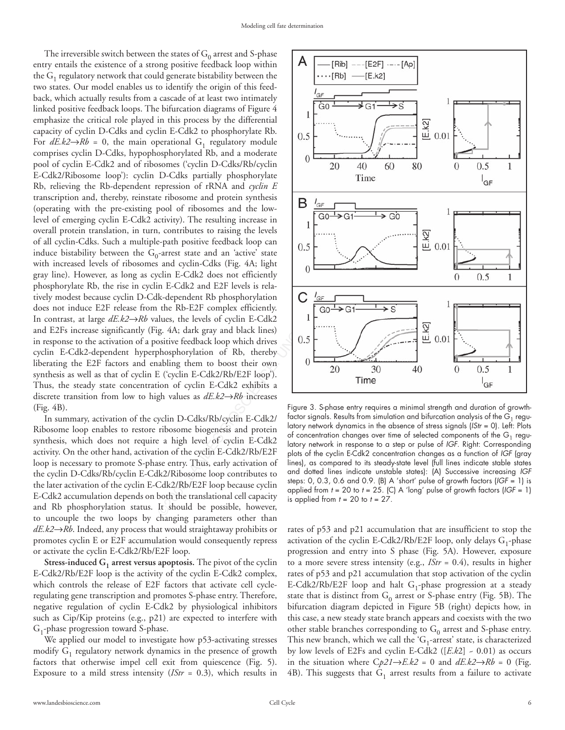The irreversible switch between the states of $G_0$ arrest and S-phase entry entails the existence of a strong positive feedback loop within the $G_1$ regulatory network that could generate bistability between the two states. Our model enables us to identify the origin of this feedback, which actually results from a cascade of at least two intimately linked positive feedback loops. The bifurcation diagrams of Figure 4 emphasize the critical role played in this process by the differential capacity of cyclin D-Cdks and cyclin E-Cdk2 to phosphorylate Rb. For *dE.k2→Rb* = 0, the main operational $G_1$ regulatory module comprises cyclin D-Cdks, hypophosphorylated Rb, and a moderate pool of cyclin E-Cdk2 and of ribosomes ('cyclin D-Cdks/Rb/cyclin E-Cdk2/Ribosome loop'): cyclin D-Cdks partially phosphorylate Rb, relieving the Rb-dependent repression of rRNA and *cyclin E* transcription and, thereby, reinstate ribosome and protein synthesis (operating with the pre-existing pool of ribosomes and the low-level of emerging cyclin E-Cdk2 activity). The resulting increase in overall protein translation, in turn, contributes to raising the levels of all cyclin-Cdks. Such a multiple-path positive feedback loop can induce bistability between the $G_0$-arrest state and an 'active' state with increased levels of ribosomes and cyclin-Cdks (Fig. 4A; light gray line). However, as long as cyclin E-Cdk2 does not efficiently phosphorylate Rb, the rise in cyclin E-Cdk2 and E2F levels is relatively modest because cyclin D-Cdk-dependent Rb phosphorylation does not induce E2F release from the Rb-E2F complex efficiently. In contrast, at large *dE.k2→Rb* values, the levels of cyclin E-Cdk2 and E2Fs increase significantly (Fig. 4A; dark gray and black lines) in response to the activation of a positive feedback loop which drives cyclin E-Cdk2-dependent hyperphosphorylation of Rb, thereby liberating the E2F factors and enabling them to boost their own synthesis as well as that of cyclin E ('cyclin E-Cdk2/Rb/E2F loop'). Thus, the steady state concentration of cyclin E-Cdk2 exhibits a discrete transition from low to high values as *dE.k2→Rb* increases (Fig. 4B).

In summary, activation of the cyclin D-Cdks/Rb/cyclin E-Cdk2/Ribosome loop enables to restore ribosome biogenesis and protein synthesis, which does not require a high level of cyclin E-Cdk2 activity. On the other hand, activation of the cyclin E-Cdk2/Rb/E2F loop is necessary to promote S-phase entry. Thus, early activation of the cyclin D-Cdks/Rb/cyclin E-Cdk2/Ribosome loop contributes to the later activation of the cyclin E-Cdk2/Rb/E2F loop because cyclin E-Cdk2 accumulation depends on both the translational cell capacity and Rb phosphorylation status. It should be possible, however, to uncouple the two loops by changing parameters other than *dE.k2→Rb*. Indeed, any process that would straightaway prohibits or promotes cyclin E or E2F accumulation would consequently repress or activate the cyclin E-Cdk2/Rb/E2F loop.

**Stress-induced $G_1$ arrest versus apoptosis.** The pivot of the cyclin E-Cdk2/Rb/E2F loop is the activity of the cyclin E-Cdk2 complex, which controls the release of E2F factors that activate cell cycle-regulating gene transcription and promotes S-phase entry. Therefore, negative regulation of cyclin E-Cdk2 by physiological inhibitors such as Cip/Kip proteins (e.g., p21) are expected to interfere with $G_1$-phase progression toward S-phase.

We applied our model to investigate how p53-activating stresses modify $G_1$ regulatory network dynamics in the presence of growth factors that otherwise impel cell exit from quiescence (Fig. 5). Exposure to a mild stress intensity (*IStr* = 0.3), which results in rates of p53 and p21 accumulation that are insufficient to stop the activation of the cyclin E-Cdk2/Rb/E2F loop, only delays $G_1$-phase progression and entry into S phase (Fig. 5A). However, exposure to a more severe stress intensity (e.g., *IStr* = 0.4), results in higher rates of p53 and p21 accumulation that stop activation of the cyclin E-Cdk2/Rb/E2F loop and halt $G_1$-phase progression at a steady state that is distinct from $G_0$ arrest or S-phase entry (Fig. 5B). The bifurcation diagram depicted in Figure 5B (right) depicts how, in this case, a new steady state branch appears and coexists with the two other stable branches corresponding to $G_0$ arrest and S-phase entry. This new branch, which we call the '$G_1$-arrest' state, is characterized by low levels of E2Fs and cyclin E-Cdk2 ([*E.k2*] ~ 0.01) as occurs in the situation where *Cp21→E.k2* = 0 and *dE.k2→Rb* = 0 (Fig. 4B). This suggests that $G_1$ arrest results from a failure to activate

Figure 3. S-phase entry requires a minimal strength and duration of growth-factor signals. Results from simulation and bifurcation analysis of the $G_1$ regulatory network dynamics in the absence of stress signals (*IStr* = 0). Left: Plots of concentration changes over time of selected components of the $G_1$ regulatory network in response to a step or pulse of *IGF*. Right: Corresponding plots of the cyclin E-Cdk2 concentration changes as a function of *IGF* (gray lines), as compared to its steady-state level (full lines indicate stable states and dotted lines indicate unstable states): (A) Successive increasing *IGF* steps: 0, 0.3, 0.6 and 0.9. (B) A 'short' pulse of growth factors (*IGF* = 1) is applied from *t* = 20 to *t* = 25. (C) A 'long' pulse of growth factors (*IGF* = 1) is applied from *t* = 20 to *t* = 27.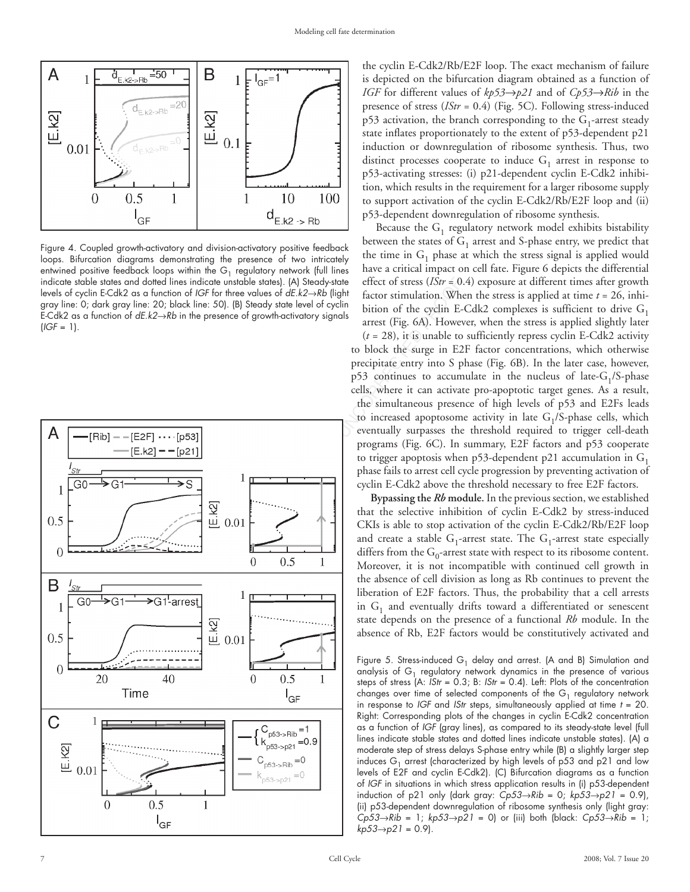Figure 4. Coupled growth-activatory and division-activatory positive feedback loops. Bifurcation diagrams demonstrating the presence of two intricately entwined positive feedback loops within the $G_1$ regulatory network (full lines indicate stable states and dotted lines indicate unstable states). (A) Steady-state levels of cyclin E-Cdk2 as a function of *IGF* for three values of *dE.k2→Rb* (light gray line: 0; dark gray line: 20; black line: 50). (B) Steady state level of cyclin E-Cdk2 as a function of *dE.k2→Rb* in the presence of growth-activatory signals (*IGF* = 1).

Figure 5. Stress-induced $G_1$ delay and arrest. (A and B) Simulation and analysis of $G_1$ regulatory network dynamics in the presence of various steps of stress (A: *IStr* = 0.3; B: *IStr* = 0.4). Left: Plots of the concentration changes over time of selected components of the $G_1$ regulatory network in response to *IGF* and *IStr* steps, simultaneously applied at time *t* = 20. Right: Corresponding plots of the changes in cyclin E-Cdk2 concentration as a function of *IGF* (gray lines), as compared to its steady-state level (full lines indicate stable states and dotted lines indicate unstable states). (A) a moderate step of stress delays S-phase entry while (B) a slightly larger step induces $G_1$ arrest (characterized by high levels of p53 and p21 and low levels of E2F and cyclin E-Cdk2). (C) Bifurcation diagrams as a function of *IGF* in situations in which stress application results in (i) p53-dependent induction of p21 only (dark gray: *Cp53→Rib* = 0; *kp53→p21* = 0.9), (ii) p53-dependent downregulation of ribosome synthesis only (light gray: *Cp53→Rib* = 1; *kp53→p21* = 0) or (iii) both (black: *Cp53→Rib* = 1; *kp53→p21* = 0.9).

the cyclin E-Cdk2/Rb/E2F loop. The exact mechanism of failure is depicted on the bifurcation diagram obtained as a function of *IGF* for different values of *kp53→p21* and of *Cp53→Rib* in the presence of stress (*IStr* = 0.4) (Fig. 5C). Following stress-induced p53 activation, the branch corresponding to the $G_1$-arrest steady state inflates proportionately to the extent of p53-dependent p21 induction or downregulation of ribosome synthesis. Thus, two distinct processes cooperate to induce $G_1$ arrest in response to p53-activating stresses: (i) p21-dependent cyclin E-Cdk2 inhibition, which results in the requirement for a larger ribosome supply to support activation of the cyclin E-Cdk2/Rb/E2F loop and (ii) p53-dependent downregulation of ribosome synthesis.

Because the $G_1$ regulatory network model exhibits bistability between the states of $G_1$ arrest and S-phase entry, we predict that the time in $G_1$ phase at which the stress signal is applied would have a critical impact on cell fate. Figure 6 depicts the differential effect of stress (*IStr* = 0.4) exposure at different times after growth factor stimulation. When the stress is applied at time *t* = 26, inhibition of the cyclin E-Cdk2 complexes is sufficient to drive $G_1$ arrest (Fig. 6A). However, when the stress is applied slightly later (*t* = 28), it is unable to sufficiently repress cyclin E-Cdk2 activity to block the surge in E2F factor concentrations, which otherwise precipitate entry into S phase (Fig. 6B). In the later case, however, p53 continues to accumulate in the nucleus of late-$G_1$/S-phase cells, where it can activate pro-apoptotic target genes. As a result, the simultaneous presence of high levels of p53 and E2Fs leads to increased apoptosome activity in late $G_1$/S-phase cells, which eventually surpasses the threshold required to trigger cell-death programs (Fig. 6C). In summary, E2F factors and p53 cooperate to trigger apoptosis when p53-dependent p21 accumulation in $G_1$ phase fails to arrest cell cycle progression by preventing activation of cyclin E-Cdk2 above the threshold necessary to free E2F factors.

**Bypassing the *Rb* module.** In the previous section, we established that the selective inhibition of cyclin E-Cdk2 by stress-induced CKIs is able to stop activation of the cyclin E-Cdk2/Rb/E2F loop and create a stable $G_1$-arrest state. The $G_1$-arrest state especially differs from the $G_0$-arrest state with respect to its ribosome content. Moreover, it is not incompatible with continued cell growth in the absence of cell division as long as Rb continues to prevent the liberation of E2F factors. Thus, the probability that a cell arrests in $G_1$ and eventually drifts toward a differentiated or senescent state depends on the presence of a functional *Rb* module. In the absence of Rb, E2F factors would be constitutively activated and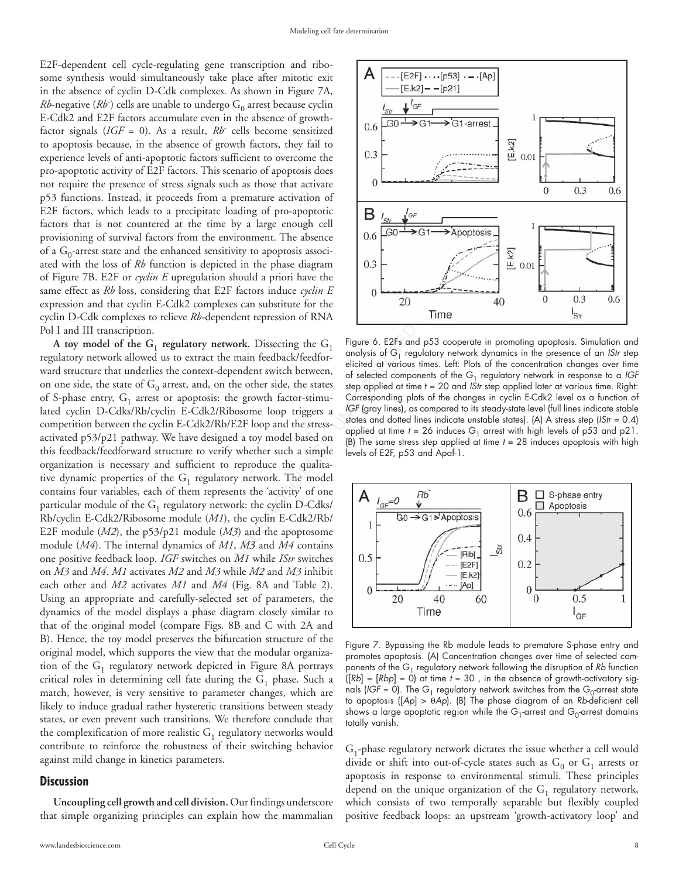E2F-dependent cell cycle-regulating gene transcription and ribosome synthesis would simultaneously take place after mitotic exit in the absence of cyclin D-Cdk complexes. As shown in Figure 7A, *Rb*-negative ($Rb^-$) cells are unable to undergo $G_0$ arrest because cyclin E-Cdk2 and E2F factors accumulate even in the absence of growth-factor signals (*IGF* = 0). As a result, $Rb^-$ cells become sensitized to apoptosis because, in the absence of growth factors, they fail to experience levels of anti-apoptotic factors sufficient to overcome the pro-apoptotic activity of E2F factors. This scenario of apoptosis does not require the presence of stress signals such as those that activate p53 functions. Instead, it proceeds from a premature activation of E2F factors, which leads to a precipitate loading of pro-apoptotic factors that is not countered at the time by a large enough cell provisioning of survival factors from the environment. The absence of a $G_0$-arrest state and the enhanced sensitivity to apoptosis associated with the loss of *Rb* function is depicted in the phase diagram of Figure 7B. E2F or *cyclin E* upregulation should a priori have the same effect as *Rb* loss, considering that E2F factors induce *cyclin E* expression and that cyclin E-Cdk2 complexes can substitute for the cyclin D-Cdk complexes to relieve *Rb*-dependent repression of RNA Pol I and III transcription.

**A toy model of the $G_1$ regulatory network.** Dissecting the $G_1$ regulatory network allowed us to extract the main feedback/feedforward structure that underlies the context-dependent switch between, on one side, the state of $G_0$ arrest, and, on the other side, the states of S-phase entry, $G_1$ arrest or apoptosis: the growth factor-stimulated cyclin D-Cdks/Rb/cyclin E-Cdk2/Ribosome loop triggers a competition between the cyclin E-Cdk2/Rb/E2F loop and the stress-activated p53/p21 pathway. We have designed a toy model based on this feedback/feedforward structure to verify whether such a simple organization is necessary and sufficient to reproduce the qualitative dynamic properties of the $G_1$ regulatory network. The model contains four variables, each of them represents the 'activity' of one particular module of the $G_1$ regulatory network: the cyclin D-Cdks/Rb/cyclin E-Cdk2/Ribosome module (*M1*), the cyclin E-Cdk2/Rb/E2F module (*M2*), the p53/p21 module (*M3*) and the apoptosome module (*M4*). The internal dynamics of *M1*, *M3* and *M4* contains one positive feedback loop. *IGF* switches on *M1* while *IStr* switches on *M3* and *M4*. *M1* activates *M2* and *M3* while *M2* and *M3* inhibit each other and *M2* activates *M1* and *M4* (Fig. 8A and Table 2). Using an appropriate and carefully-selected set of parameters, the dynamics of the model displays a phase diagram closely similar to that of the original model (compare Figs. 8B and C with 2A and B). Hence, the toy model preserves the bifurcation structure of the original model, which supports the view that the modular organization of the $G_1$ regulatory network depicted in Figure 8A portrays critical roles in determining cell fate during the $G_1$ phase. Such a match, however, is very sensitive to parameter changes, which are likely to induce gradual rather hysteretic transitions between steady states, or even prevent such transitions. We therefore conclude that the complexification of more realistic $G_1$ regulatory networks would contribute to reinforce the robustness of their switching behavior against mild change in kinetics parameters.

Figure 6. E2Fs and p53 cooperate in promoting apoptosis. Simulation and analysis of $G_1$ regulatory network dynamics in the presence of an *IStr* step elicited at various times. Left: Plots of the concentration changes over time of selected components of the $G_1$ regulatory network in response to a *IGF* step applied at time t = 20 and *IStr* step applied later at various time. Right: Corresponding plots of the changes in cyclin E-Cdk2 level as a function of *IGF* (gray lines), as compared to its steady-state level (full lines indicate stable states and dotted lines indicate unstable states). (A) A stress step (*IStr* = 0.4) applied at time *t* = 26 induces $G_1$ arrest with high levels of p53 and p21. (B) The same stress step applied at time *t* = 28 induces apoptosis with high levels of E2F, p53 and Apaf-1.

Figure 7. Bypassing the Rb module leads to premature S-phase entry and promotes apoptosis. (A) Concentration changes over time of selected components of the $G_1$ regulatory network following the disruption of *Rb* function ([*Rb*] = [*Rbp*] = 0) at time *t* = 30 , in the absence of growth-activatory signals (*IGF* = 0). The $G_1$ regulatory network switches from the $G_0$-arrest state to apoptosis ([*Ap*] > θ*Ap*). (B) The phase diagram of an *Rb*-deficient cell shows a large apoptotic region while the $G_1$-arrest and $G_0$-arrest domains totally vanish.

## Discussion

**Uncoupling cell growth and cell division.** Our findings underscore that simple organizing principles can explain how the mammalian $G_1$-phase regulatory network dictates the issue whether a cell would divide or shift into out-of-cycle states such as $G_0$ or $G_1$ arrests or apoptosis in response to environmental stimuli. These principles depend on the unique organization of the $G_1$ regulatory network, which consists of two temporally separable but flexibly coupled positive feedback loops: an upstream 'growth-activatory loop' and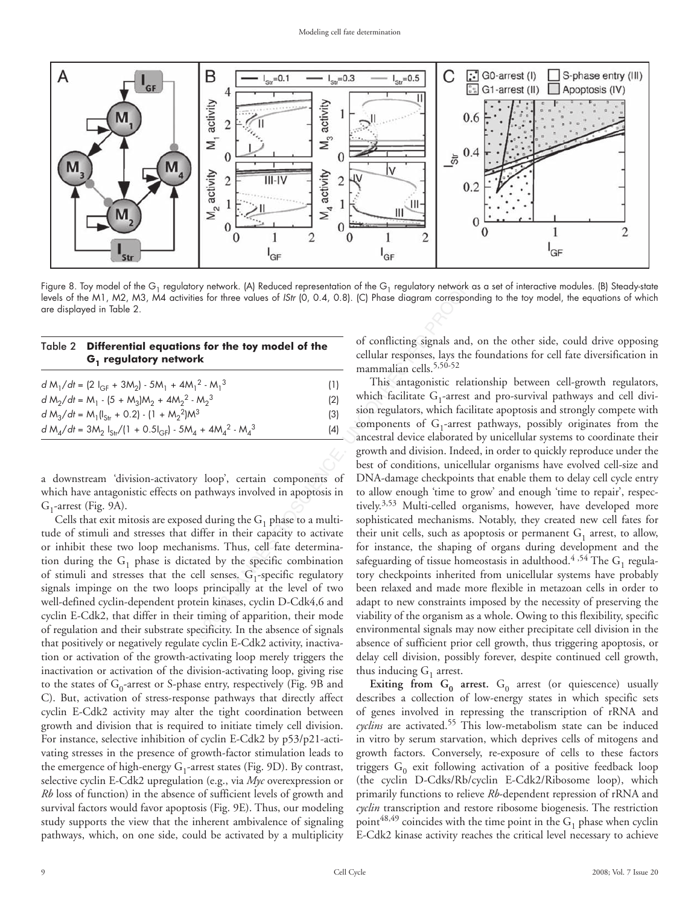Figure 8. Toy model of the $G_1$ regulatory network. (A) Reduced representation of the $G_1$ regulatory network as a set of interactive modules. (B) Steady-state levels of the M1, M2, M3, M4 activities for three values of *IStr* (0, 0.4, 0.8). (C) Phase diagram corresponding to the toy model, the equations of which are displayed in Table 2.

**Table 2 Differential equations for the toy model of the $G_1$ regulatory network**

| Equation | No. |
|---|---|
| $dM_1/dt = (2\,I_{GF} + 3M_2) - 5M_1 + 4M_1^2 - M_1^3$ | (1) |
| $dM_2/dt = M_1 - (5 + M_3)M_2 + 4M_2^2 - M_2^3$ | (2) |
| $dM_3/dt = M_1(I_{Str} + 0.2) - (1 + M_2^2)M^3$ | (3) |
| $dM_4/dt = 3M_2\,I_{Str}/(1 + 0.5I_{GF}) - 5M_4 + 4M_4^2 - M_4^3$ | (4) |

a downstream 'division-activatory loop', certain components of which have antagonistic effects on pathways involved in apoptosis in $G_1$-arrest (Fig. 9A).

Cells that exit mitosis are exposed during the $G_1$ phase to a multitude of stimuli and stresses that differ in their capacity to activate or inhibit these two loop mechanisms. Thus, cell fate determination during the $G_1$ phase is dictated by the specific combination of stimuli and stresses that the cell senses. $G_1$-specific regulatory signals impinge on the two loops principally at the level of two well-defined cyclin-dependent protein kinases, cyclin D-Cdk4,6 and cyclin E-Cdk2, that differ in their timing of apparition, their mode of regulation and their substrate specificity. In the absence of signals that positively or negatively regulate cyclin E-Cdk2 activity, inactivation or activation of the growth-activating loop merely triggers the inactivation or activation of the division-activating loop, giving rise to the states of $G_0$-arrest or S-phase entry, respectively (Fig. 9B and C). But, activation of stress-response pathways that directly affect cyclin E-Cdk2 activity may alter the tight coordination between growth and division that is required to initiate timely cell division. For instance, selective inhibition of cyclin E-Cdk2 by p53/p21-activating stresses in the presence of growth-factor stimulation leads to the emergence of high-energy $G_1$-arrest states (Fig. 9D). By contrast, selective cyclin E-Cdk2 upregulation (e.g., via *Myc* overexpression or *Rb* loss of function) in the absence of sufficient levels of growth and survival factors would favor apoptosis (Fig. 9E). Thus, our modeling study supports the view that the inherent ambivalence of signaling pathways, which, on one side, could be activated by a multiplicity of conflicting signals and, on the other side, could drive opposing cellular responses, lays the foundations for cell fate diversification in mammalian cells.[5,50-52]

This antagonistic relationship between cell-growth regulators, which facilitate $G_1$-arrest and pro-survival pathways and cell division regulators, which facilitate apoptosis and strongly compete with components of $G_1$-arrest pathways, possibly originates from the ancestral device elaborated by unicellular systems to coordinate their growth and division. Indeed, in order to quickly reproduce under the best of conditions, unicellular organisms have evolved cell-size and DNA-damage checkpoints that enable them to delay cell cycle entry to allow enough 'time to grow' and enough 'time to repair', respectively.[3,53] Multi-celled organisms, however, have developed more sophisticated mechanisms. Notably, they created new cell fates for their unit cells, such as apoptosis or permanent $G_1$ arrest, to allow, for instance, the shaping of organs during development and the safeguarding of tissue homeostasis in adulthood.[4,54] The $G_1$ regulatory checkpoints inherited from unicellular systems have probably been relaxed and made more flexible in metazoan cells in order to adapt to new constraints imposed by the necessity of preserving the viability of the organism as a whole. Owing to this flexibility, specific environmental signals may now either precipitate cell division in the absence of sufficient prior cell growth, thus triggering apoptosis, or delay cell division, possibly forever, despite continued cell growth, thus inducing $G_1$ arrest.

**Exiting from $G_0$ arrest.** $G_0$ arrest (or quiescence) usually describes a collection of low-energy states in which specific sets of genes involved in repressing the transcription of rRNA and *cyclins* are activated.[55] This low-metabolism state can be induced in vitro by serum starvation, which deprives cells of mitogens and growth factors. Conversely, re-exposure of cells to these factors triggers $G_0$ exit following activation of a positive feedback loop (the cyclin D-Cdks/Rb/cyclin E-Cdk2/Ribosome loop), which primarily functions to relieve *Rb*-dependent repression of rRNA and *cyclin* transcription and restore ribosome biogenesis. The restriction point[48,49] coincides with the time point in the $G_1$ phase when cyclin E-Cdk2 kinase activity reaches the critical level necessary to achieve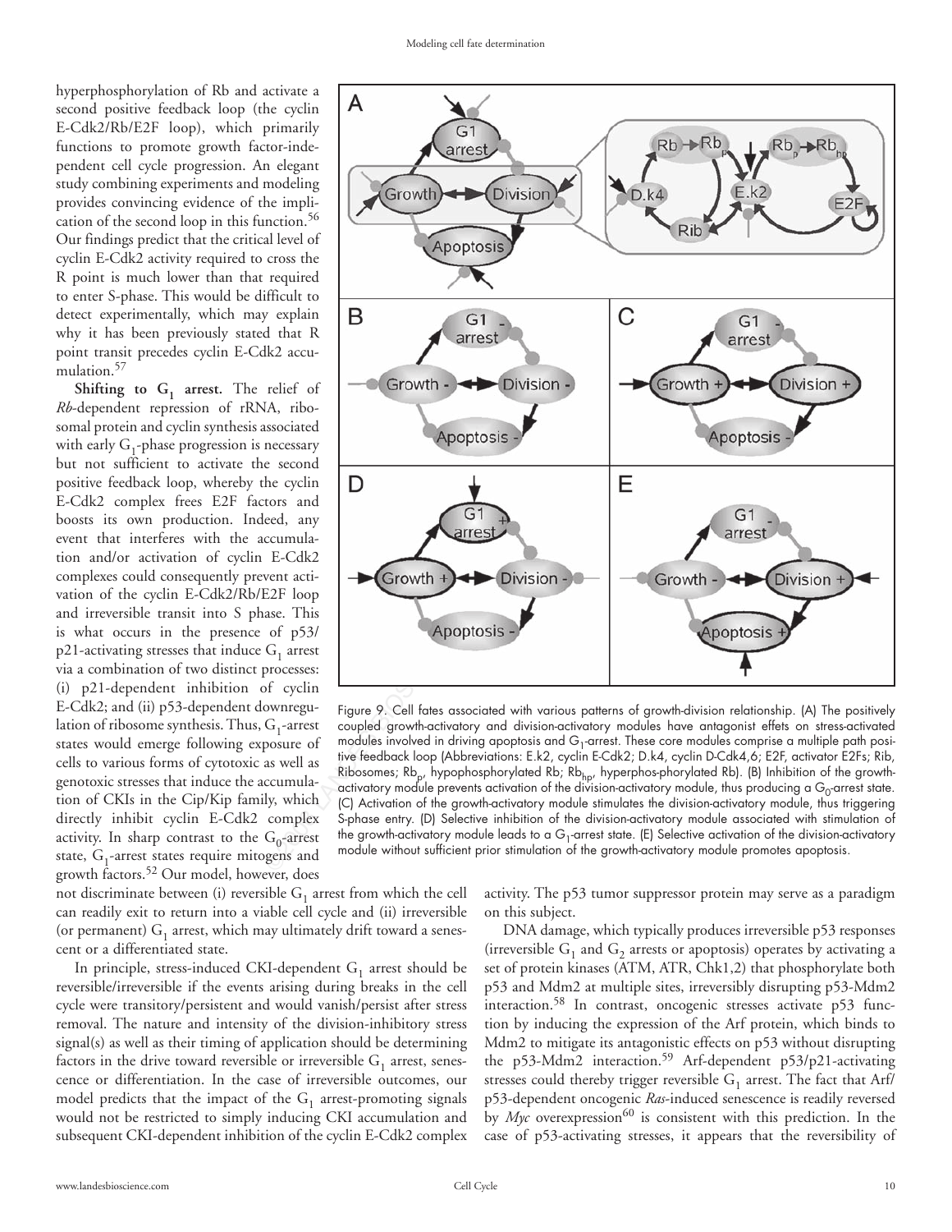hyperphosphorylation of Rb and activate a second positive feedback loop (the cyclin E-Cdk2/Rb/E2F loop), which primarily functions to promote growth factor-independent cell cycle progression. An elegant study combining experiments and modeling provides convincing evidence of the implication of the second loop in this function.[56] Our findings predict that the critical level of cyclin E-Cdk2 activity required to cross the R point is much lower than that required to enter S-phase. This would be difficult to detect experimentally, which may explain why it has been previously stated that R point transit precedes cyclin E-Cdk2 accumulation.[57]

**Shifting to $G_1$ arrest.** The relief of *Rb*-dependent repression of rRNA, ribosomal protein and cyclin synthesis associated with early $G_1$-phase progression is necessary but not sufficient to activate the second positive feedback loop, whereby the cyclin E-Cdk2 complex frees E2F factors and boosts its own production. Indeed, any event that interferes with the accumulation and/or activation of cyclin E-Cdk2 complexes could consequently prevent activation of the cyclin E-Cdk2/Rb/E2F loop and irreversible transit into S phase. This is what occurs in the presence of p53/p21-activating stresses that induce $G_1$ arrest via a combination of two distinct processes: (i) p21-dependent inhibition of cyclin E-Cdk2; and (ii) p53-dependent downregulation of ribosome synthesis. Thus, $G_1$-arrest states would emerge following exposure of cells to various forms of cytotoxic as well as genotoxic stresses that induce the accumulation of CKIs in the Cip/Kip family, which directly inhibit cyclin E-Cdk2 complex activity. In sharp contrast to the $G_0$-arrest state, $G_1$-arrest states require mitogens and growth factors.[52] Our model, however, does not discriminate between (i) reversible $G_1$ arrest from which the cell can readily exit to return into a viable cell cycle and (ii) irreversible (or permanent) $G_1$ arrest, which may ultimately drift toward a senescent or a differentiated state.

Figure 9. Cell fates associated with various patterns of growth-division relationship. (A) The positively coupled growth-activatory and division-activatory modules have antagonist effets on stress-activated modules involved in driving apoptosis and $G_1$-arrest. These core modules comprise a multiple path positive feedback loop (Abbreviations: E.k2, cyclin E-Cdk2; D.k4, cyclin D-Cdk4,6; E2F, activator E2Fs; Rib, Ribosomes; $Rb_p$, hypophosphorylated Rb; $Rb_{hp}$, hyperphos-phorylated Rb). (B) Inhibition of the growth-activatory module prevents activation of the division-activatory module, thus producing a $G_0$-arrest state. (C) Activation of the growth-activatory module stimulates the division-activatory module, thus triggering S-phase entry. (D) Selective inhibition of the division-activatory module associated with stimulation of the growth-activatory module leads to a $G_1$-arrest state. (E) Selective activation of the division-activatory module without sufficient prior stimulation of the growth-activatory module promotes apoptosis.

In principle, stress-induced CKI-dependent $G_1$ arrest should be reversible/irreversible if the events arising during breaks in the cell cycle were transitory/persistent and would vanish/persist after stress removal. The nature and intensity of the division-inhibitory stress signal(s) as well as their timing of application should be determining factors in the drive toward reversible or irreversible $G_1$ arrest, senescence or differentiation. In the case of irreversible outcomes, our model predicts that the impact of the $G_1$ arrest-promoting signals would not be restricted to simply inducing CKI accumulation and subsequent CKI-dependent inhibition of the cyclin E-Cdk2 complex activity. The p53 tumor suppressor protein may serve as a paradigm on this subject.

DNA damage, which typically produces irreversible p53 responses (irreversible $G_1$ and $G_2$ arrests or apoptosis) operates by activating a set of protein kinases (ATM, ATR, Chk1,2) that phosphorylate both p53 and Mdm2 at multiple sites, irreversibly disrupting p53-Mdm2 interaction.[58] In contrast, oncogenic stresses activate p53 function by inducing the expression of the Arf protein, which binds to Mdm2 to mitigate its antagonistic effects on p53 without disrupting the p53-Mdm2 interaction.[59] Arf-dependent p53/p21-activating stresses could thereby trigger reversible $G_1$ arrest. The fact that Arf/p53-dependent oncogenic *Ras*-induced senescence is readily reversed by *Myc* overexpression[60] is consistent with this prediction. In the case of p53-activating stresses, it appears that the reversibility of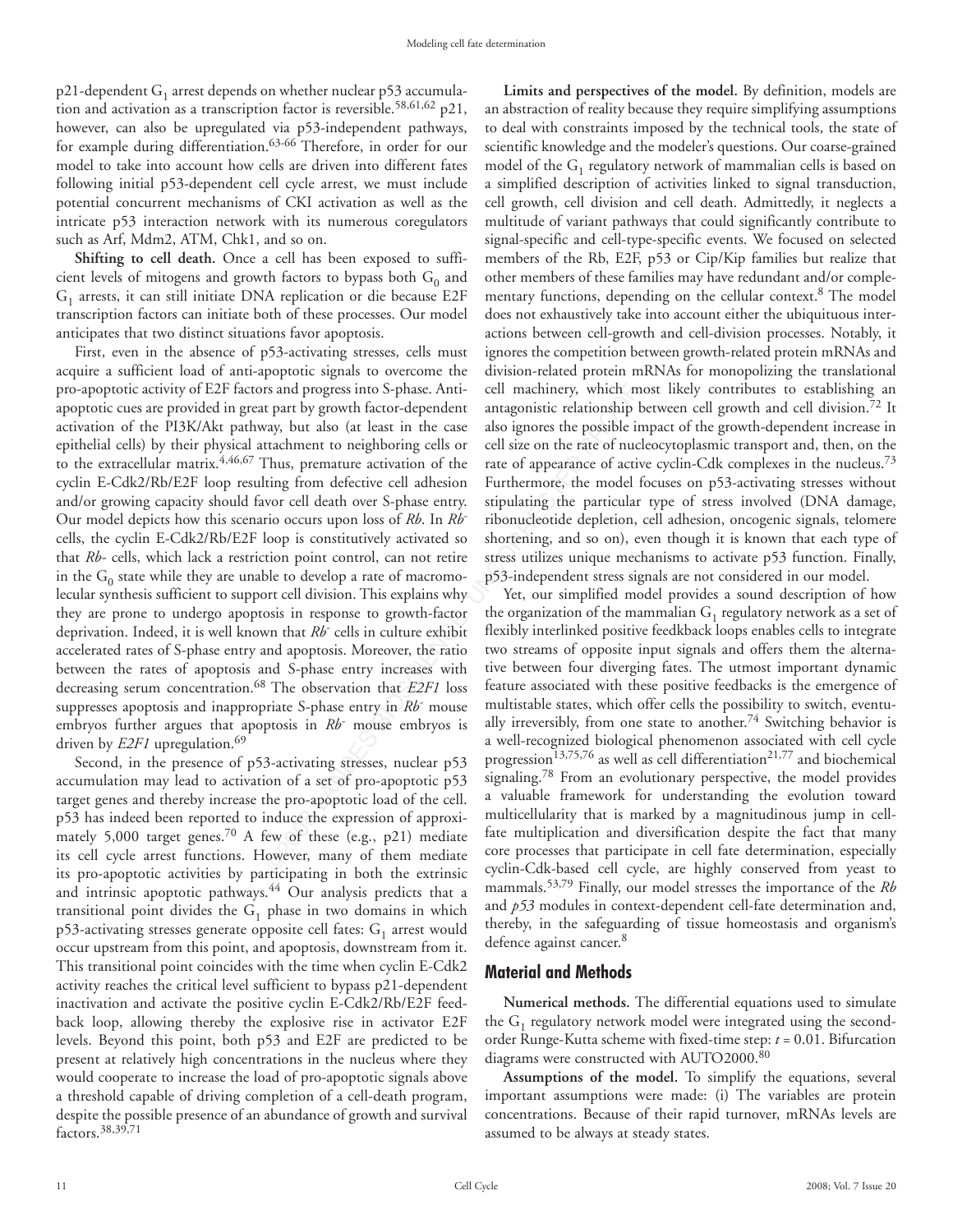p21-dependent $G_1$ arrest depends on whether nuclear p53 accumulation and activation as a transcription factor is reversible.[58,61,62] p21, however, can also be upregulated via p53-independent pathways, for example during differentiation.[63-66] Therefore, in order for our model to take into account how cells are driven into different fates following initial p53-dependent cell cycle arrest, we must include potential concurrent mechanisms of CKI activation as well as the intricate p53 interaction network with its numerous coregulators such as Arf, Mdm2, ATM, Chk1, and so on.

**Shifting to cell death.** Once a cell has been exposed to sufficient levels of mitogens and growth factors to bypass both $G_0$ and $G_1$ arrests, it can still initiate DNA replication or die because E2F transcription factors can initiate both of these processes. Our model anticipates that two distinct situations favor apoptosis.

First, even in the absence of p53-activating stresses, cells must acquire a sufficient load of anti-apoptotic signals to overcome the pro-apoptotic activity of E2F factors and progress into S-phase. Anti-apoptotic cues are provided in great part by growth factor-dependent activation of the PI3K/Akt pathway, but also (at least in the case epithelial cells) by their physical attachment to neighboring cells or to the extracellular matrix.[4,46,67] Thus, premature activation of the cyclin E-Cdk2/Rb/E2F loop resulting from defective cell adhesion and/or growing capacity should favor cell death over S-phase entry. Our model depicts how this scenario occurs upon loss of *Rb*. In *Rb*$^-$ cells, the cyclin E-Cdk2/Rb/E2F loop is constitutively activated so that *Rb*- cells, which lack a restriction point control, can not retire in the $G_0$ state while they are unable to develop a rate of macromolecular synthesis sufficient to support cell division. This explains why they are prone to undergo apoptosis in response to growth-factor deprivation. Indeed, it is well known that *Rb*$^-$ cells in culture exhibit accelerated rates of S-phase entry and apoptosis. Moreover, the ratio between the rates of apoptosis and S-phase entry increases with decreasing serum concentration.[68] The observation that *E2F1* loss suppresses apoptosis and inappropriate S-phase entry in *Rb*$^-$ mouse embryos further argues that apoptosis in *Rb*$^-$ mouse embryos is driven by *E2F1* upregulation.[69]

Second, in the presence of p53-activating stresses, nuclear p53 accumulation may lead to activation of a set of pro-apoptotic p53 target genes and thereby increase the pro-apoptotic load of the cell. p53 has indeed been reported to induce the expression of approximately 5,000 target genes.[70] A few of these (e.g., p21) mediate its cell cycle arrest functions. However, many of them mediate its pro-apoptotic activities by participating in both the extrinsic and intrinsic apoptotic pathways.[44] Our analysis predicts that a transitional point divides the $G_1$ phase in two domains in which p53-activating stresses generate opposite cell fates: $G_1$ arrest would occur upstream from this point, and apoptosis, downstream from it. This transitional point coincides with the time when cyclin E-Cdk2 activity reaches the critical level sufficient to bypass p21-dependent inactivation and activate the positive cyclin E-Cdk2/Rb/E2F feedback loop, allowing thereby the explosive rise in activator E2F levels. Beyond this point, both p53 and E2F are predicted to be present at relatively high concentrations in the nucleus where they would cooperate to increase the load of pro-apoptotic signals above a threshold capable of driving completion of a cell-death program, despite the possible presence of an abundance of growth and survival factors.[38,39,71]

**Limits and perspectives of the model.** By definition, models are an abstraction of reality because they require simplifying assumptions to deal with constraints imposed by the technical tools, the state of scientific knowledge and the modeler's questions. Our coarse-grained model of the $G_1$ regulatory network of mammalian cells is based on a simplified description of activities linked to signal transduction, cell growth, cell division and cell death. Admittedly, it neglects a multitude of variant pathways that could significantly contribute to signal-specific and cell-type-specific events. We focused on selected members of the Rb, E2F, p53 or Cip/Kip families but realize that other members of these families may have redundant and/or complementary functions, depending on the cellular context.[8] The model does not exhaustively take into account either the ubiquituous interactions between cell-growth and cell-division processes. Notably, it ignores the competition between growth-related protein mRNAs and division-related protein mRNAs for monopolizing the translational cell machinery, which most likely contributes to establishing an antagonistic relationship between cell growth and cell division.[72] It also ignores the possible impact of the growth-dependent increase in cell size on the rate of nucleocytoplasmic transport and, then, on the rate of appearance of active cyclin-Cdk complexes in the nucleus.[73] Furthermore, the model focuses on p53-activating stresses without stipulating the particular type of stress involved (DNA damage, ribonucleotide depletion, cell adhesion, oncogenic signals, telomere shortening, and so on), even though it is known that each type of stress utilizes unique mechanisms to activate p53 function. Finally, p53-independent stress signals are not considered in our model.

Yet, our simplified model provides a sound description of how the organization of the mammalian $G_1$ regulatory network as a set of flexibly interlinked positive feedkback loops enables cells to integrate two streams of opposite input signals and offers them the alternative between four diverging fates. The utmost important dynamic feature associated with these positive feedbacks is the emergence of multistable states, which offer cells the possibility to switch, eventually irreversibly, from one state to another.[74] Switching behavior is a well-recognized biological phenomenon associated with cell cycle progression[13,75,76] as well as cell differentiation[21,77] and biochemical signaling.[78] From an evolutionary perspective, the model provides a valuable framework for understanding the evolution toward multicellularity that is marked by a magnitudinous jump in cell-fate multiplication and diversification despite the fact that many core processes that participate in cell fate determination, especially cyclin-Cdk-based cell cycle, are highly conserved from yeast to mammals.[53,79] Finally, our model stresses the importance of the *Rb* and *p53* modules in context-dependent cell-fate determination and, thereby, in the safeguarding of tissue homeostasis and organism's defence against cancer.[8]

## Material and Methods

**Numerical methods.** The differential equations used to simulate the $G_1$ regulatory network model were integrated using the second-order Runge-Kutta scheme with fixed-time step: $t = 0.01$. Bifurcation diagrams were constructed with AUTO2000.[80]

**Assumptions of the model.** To simplify the equations, several important assumptions were made: (i) The variables are protein concentrations. Because of their rapid turnover, mRNAs levels are assumed to be always at steady states.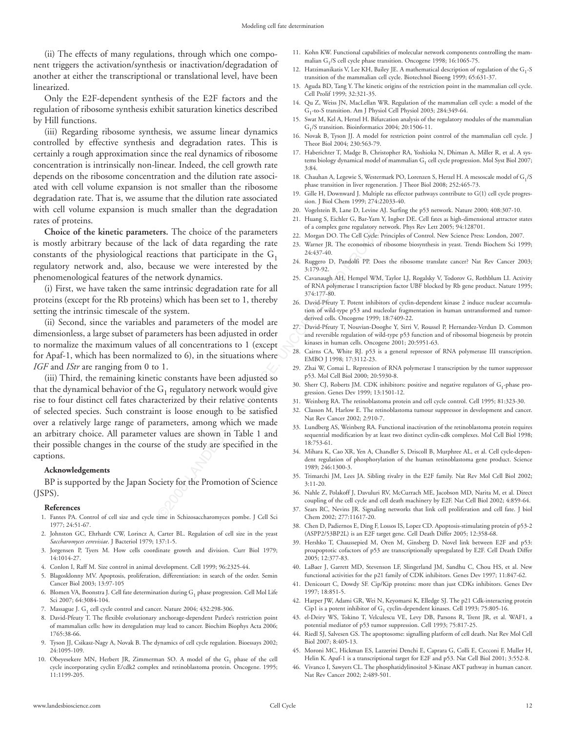(ii) The effects of many regulations, through which one component triggers the activation/synthesis or inactivation/degradation of another at either the transcriptional or translational level, have been linearized.

Only the E2F-dependent synthesis of the E2F factors and the regulation of ribosome synthesis exhibit saturation kinetics described by Hill functions.

(iii) Regarding ribosome synthesis, we assume linear dynamics controlled by effective synthesis and degradation rates. This is certainly a rough approximation since the real dynamics of ribosome concentration is intrinsically non-linear. Indeed, the cell growth rate depends on the ribosome concentration and the dilution rate associated with cell volume expansion is not smaller than the ribosome degradation rate. That is, we assume that the dilution rate associated with cell volume expansion is much smaller than the degradation rates of proteins.

**Choice of the kinetic parameters.** The choice of the parameters is mostly arbitrary because of the lack of data regarding the rate constants of the physiological reactions that participate in the $G_1$ regulatory network and, also, because we were interested by the phenomenological features of the network dynamics.

(i) First, we have taken the same intrinsic degradation rate for all proteins (except for the Rb proteins) which has been set to 1, thereby setting the intrinsic timescale of the system.

(ii) Second, since the variables and parameters of the model are dimensionless, a large subset of parameters has been adjusted in order to normalize the maximum values of all concentrations to 1 (except for Apaf-1, which has been normalized to 6), in the situations where *IGF* and *IStr* are ranging from 0 to 1.

(iii) Third, the remaining kinetic constants have been adjusted so that the dynamical behavior of the $G_1$ regulatory network would give rise to four distinct cell fates characterized by their relative contents of selected species. Such constraint is loose enough to be satisfied over a relatively large range of parameters, among which we made an arbitrary choice. All parameter values are shown in Table 1 and their possible changes in the course of the study are specified in the captions.

#### Acknowledgements

BP is supported by the Japan Society for the Promotion of Science (JSPS).

#### References

1. Fantes PA. Control of cell size and cycle time in Schizosaccharomyces pombe. J Cell Sci 1977; 24:51-67.
2. Johnston GC, Ehrhardt CW, Lorincz A, Carter BL. Regulation of cell size in the yeast *Saccharomyces cerevisiae*. J Bacteriol 1979; 137:1-5.
3. Jorgensen P, Tyers M. How cells coordinate growth and division. Curr Biol 1979; 14:1014-27.
4. Conlon I, Raff M. Size control in animal development. Cell 1999; 96:2325-44.
5. Blagosklonny MV. Apoptosis, proliferation, differentiation: in search of the order. Semin Cancer Biol 2003; 13:97-105
6. Blomen VA, Boonstra J. Cell fate determination during $G_1$ phase progression. Cell Mol Life Sci 2007; 64:3084-104.
7. Massague J. $G_1$ cell cycle control and cancer. Nature 2004; 432:298-306.
8. David-Pfeuty T. The flexible evolutionary anchorage-dependent Pardee's restriction point of mammalian cells: how its deregulation may lead to cancer. Biochim Biophys Acta 2006; 1765:38-66.
9. Tyson JJ, Csikasz-Nagy A, Novak B. The dynamics of cell cycle regulation. Bioessays 2002; 24:1095-109.
10. Obeyesekere MN, Herbert JR, Zimmerman SO. A model of the $G_1$ phase of the cell cycle incorporating cyclin E/cdk2 complex and retinoblastoma protein. Oncogene. 1995; 11:1199-205.
11. Kohn KW. Functional capabilities of molecular network components controlling the mammalian $G_1$/S cell cycle phase transition. Oncogene 1998; 16:1065-75.
12. Hatzimanikatis V, Lee KH, Bailey JE. A mathematical description of regulation of the $G_1$-S transition of the mammalian cell cycle. Biotechnol Bioeng 1999; 65:631-37.
13. Aguda BD, Tang Y. The kinetic origins of the restriction point in the mammalian cell cycle. Cell Prolif 1999; 32:321-35.
14. Qu Z, Weiss JN, MacLellan WR. Regulation of the mammalian cell cycle: a model of the $G_1$-to-S transition. Am J Physiol Cell Physiol 2003; 284:349-64.
15. Swat M, Kel A, Herzel H. Bifurcation analysis of the regulatory modules of the mammalian $G_1$/S transition. Bioinformatics 2004; 20:1506-11.
16. Novak B, Tyson JJ. A model for restriction point control of the mammalian cell cycle. J Theor Biol 2004; 230:563-79.
17. Haberichter T, Madge B, Christopher RA, Yoshioka N, Dhiman A, Miller R, et al. A systems biology dynamical model of mammalian $G_1$ cell cycle progression. Mol Syst Biol 2007; 3:84.
18. Chauhan A, Legewie S, Westermark PO, Lorenzen S, Herzel H. A mesoscale model of $G_1$/S phase transition in liver regeneration. J Theor Biol 2008; 252:465-73.
19. Gille H, Downward J. Multiple ras effector pathways contribute to G(1) cell cycle progression. J Biol Chem 1999; 274:22033-40.
20. Vogelstein B, Lane D, Levine AJ. Surfing the p53 network. Nature 2000; 408:307-10.
21. Huang S, Eichler G, Bar-Yam Y, Ingber DE. Cell fates as high-dimensional attractor states of a complex gene regulatory network. Phys Rev Lett 2005; 94:128701.
22. Morgan DO. The Cell Cycle: Principles of Control. New Science Press: London, 2007.
23. Warner JR. The economics of ribosome biosynthesis in yeast. Trends Biochem Sci 1999; 24:437-40.
24. Ruggero D, Pandolfi PP. Does the ribosome translate cancer? Nat Rev Cancer 2003; 3:179-92.
25. Cavanaugh AH, Hempel WM, Taylor LJ, Rogalsky V, Todorov G, Rothblum LI. Activity of RNA polymerase I transcription factor UBF blocked by Rb gene product. Nature 1995; 374:177-80.
26. David-Pfeuty T. Potent inhibitors of cyclin-dependent kinase 2 induce nuclear accumulation of wild-type p53 and nucleolar fragmentation in human untransformed and tumor-derived cells. Oncogene 1999; 18:7409-22.
27. David-Pfeuty T, Nouvian-Dooghe Y, Sirri V, Roussel P, Hernandez-Verdun D. Common and reversible regulation of wild-type p53 function and of ribosomal biogenesis by protein kinases in human cells. Oncogene 2001; 20:5951-63.
28. Cairns CA, White RJ. p53 is a general repressor of RNA polymerase III transcription. EMBO J 1998; 17:3112-23.
29. Zhai W, Comai L. Repression of RNA polymerase I transcription by the tumor suppressor p53. Mol Cell Biol 2000; 20:5930-8.
30. Sherr CJ, Roberts JM. CDK inhibitors: positive and negative regulators of $G_1$-phase progression. Genes Dev 1999; 13:1501-12.
31. Weinberg RA. The retinoblastoma protein and cell cycle control. Cell 1995; 81:323-30.
32. Classon M, Harlow E. The retinoblastoma tumour suppressor in development and cancer. Nat Rev Cancer 2002; 2:910-7.
33. Lundberg AS, Weinberg RA. Functional inactivation of the retinoblastoma protein requires sequential modification by at least two distinct cyclin-cdk complexes. Mol Cell Biol 1998; 18:753-61.
34. Mihara K, Cao XR, Yen A, Chandler S, Driscoll B, Murphree AL, et al. Cell cycle-dependent regulation of phosphorylation of the human retinoblastoma gene product. Science 1989; 246:1300-3.
35. Trimarchi JM, Lees JA. Sibling rivalry in the E2F family. Nat Rev Mol Cell Biol 2002; 3:11-20.
36. Nahle Z, Polakoff J, Davuluri RV, McCurrach ME, Jacobson MD, Narita M, et al. Direct coupling of the cell cycle and cell death machinery by E2F. Nat Cell Biol 2002; 4:859-64.
37. Sears RC, Nevins JR. Signaling networks that link cell proliferation and cell fate. J Biol Chem 2002; 277:11617-20.
38. Chen D, Padiernos E, Ding F, Lossos IS, Lopez CD. Apoptosis-stimulating protein of p53-2 (ASPP2/53BP2L) is an E2F target gene. Cell Death Differ 2005; 12:358-68.
39. Hershko T, Chaussepied M, Oren M, Ginsberg D. Novel link between E2F and p53: proapoptotic cofactors of p53 are transcriptionally upregulated by E2F. Cell Death Differ 2005; 12:377-83.
40. LaBaer J, Garrett MD, Stevenson LF, Slingerland JM, Sandhu C, Chou HS, et al. New functional activities for the p21 family of CDK inhibitors. Genes Dev 1997; 11:847-62.
41. Denicourt C, Dowdy SF. Cip/Kip proteins: more than just CDKs inhibitors. Genes Dev 1997; 18:851-5.
42. Harper JW, Adami GR, Wei N, Keyomarsi K, Elledge SJ. The p21 Cdk-interacting protein Cip1 is a potent inhibitor of $G_1$ cyclin-dependent kinases. Cell 1993; 75:805-16.
43. el-Deiry WS, Tokino T, Velculescu VE, Levy DB, Parsons R, Trent JR, et al. WAF1, a potential mediator of p53 tumor suppression. Cell 1993; 75:817-25.
44. Riedl SJ, Salvesen GS. The apoptosome: signalling platform of cell death. Nat Rev Mol Cell Biol 2007; 8:405-13.
45. Moroni MC, Hickman ES, Lazzerini Denchi E, Caprara G, Colli E, Cecconi F, Muller H, Helin K. Apaf-1 is a transcriptional target for E2F and p53. Nat Cell Biol 2001; 3:552-8.
46. Vivanco I, Sawyers CL. The phosphatidylinositol 3-Kinase AKT pathway in human cancer. Nat Rev Cancer 2002; 2:489-501.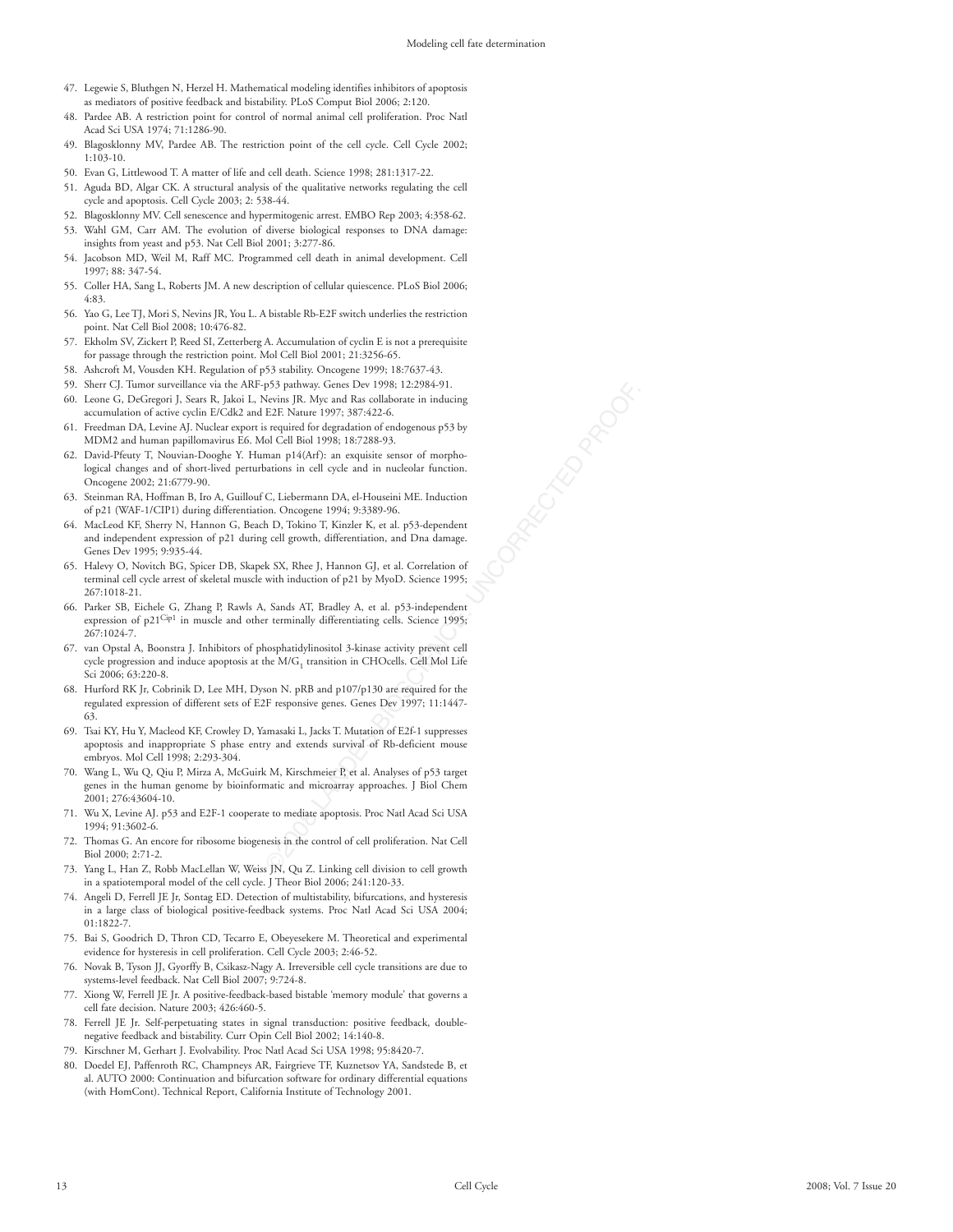47. Legewie S, Bluthgen N, Herzel H. Mathematical modeling identifies inhibitors of apoptosis as mediators of positive feedback and bistability. PLoS Comput Biol 2006; 2:120.
48. Pardee AB. A restriction point for control of normal animal cell proliferation. Proc Natl Acad Sci USA 1974; 71:1286-90.
49. Blagosklonny MV, Pardee AB. The restriction point of the cell cycle. Cell Cycle 2002; 1:103-10.
50. Evan G, Littlewood T. A matter of life and cell death. Science 1998; 281:1317-22.
51. Aguda BD, Algar CK. A structural analysis of the qualitative networks regulating the cell cycle and apoptosis. Cell Cycle 2003; 2: 538-44.
52. Blagosklonny MV. Cell senescence and hypermitogenic arrest. EMBO Rep 2003; 4:358-62.
53. Wahl GM, Carr AM. The evolution of diverse biological responses to DNA damage: insights from yeast and p53. Nat Cell Biol 2001; 3:277-86.
54. Jacobson MD, Weil M, Raff MC. Programmed cell death in animal development. Cell 1997; 88: 347-54.
55. Coller HA, Sang L, Roberts JM. A new description of cellular quiescence. PLoS Biol 2006; 4:83.
56. Yao G, Lee TJ, Mori S, Nevins JR, You L. A bistable Rb-E2F switch underlies the restriction point. Nat Cell Biol 2008; 10:476-82.
57. Ekholm SV, Zickert P, Reed SI, Zetterberg A. Accumulation of cyclin E is not a prerequisite for passage through the restriction point. Mol Cell Biol 2001; 21:3256-65.
58. Ashcroft M, Vousden KH. Regulation of p53 stability. Oncogene 1999; 18:7637-43.
59. Sherr CJ. Tumor surveillance via the ARF-p53 pathway. Genes Dev 1998; 12:2984-91.
60. Leone G, DeGregori J, Sears R, Jakoi L, Nevins JR. Myc and Ras collaborate in inducing accumulation of active cyclin E/Cdk2 and E2F. Nature 1997; 387:422-6.
61. Freedman DA, Levine AJ. Nuclear export is required for degradation of endogenous p53 by MDM2 and human papillomavirus E6. Mol Cell Biol 1998; 18:7288-93.
62. David-Pfeuty T, Nouvian-Dooghe Y. Human p14(Arf): an exquisite sensor of morphological changes and of short-lived perturbations in cell cycle and in nucleolar function. Oncogene 2002; 21:6779-90.
63. Steinman RA, Hoffman B, Iro A, Guillouf C, Liebermann DA, el-Houseini ME. Induction of p21 (WAF-1/CIP1) during differentiation. Oncogene 1994; 9:3389-96.
64. MacLeod KF, Sherry N, Hannon G, Beach D, Tokino T, Kinzler K, et al. p53-dependent and independent expression of p21 during cell growth, differentiation, and Dna damage. Genes Dev 1995; 9:935-44.
65. Halevy O, Novitch BG, Spicer DB, Skapek SX, Rhee J, Hannon GJ, et al. Correlation of terminal cell cycle arrest of skeletal muscle with induction of p21 by MyoD. Science 1995; 267:1018-21.
66. Parker SB, Eichele G, Zhang P, Rawls A, Sands AT, Bradley A, et al. p53-independent expression of p21$^{Cip1}$ in muscle and other terminally differentiating cells. Science 1995; 267:1024-7.
67. van Opstal A, Boonstra J. Inhibitors of phosphatidylinositol 3-kinase activity prevent cell cycle progression and induce apoptosis at the M/$G_1$ transition in CHOcells. Cell Mol Life Sci 2006; 63:220-8.
68. Hurford RK Jr, Cobrinik D, Lee MH, Dyson N. pRB and p107/p130 are required for the regulated expression of different sets of E2F responsive genes. Genes Dev 1997; 11:1447-63.
69. Tsai KY, Hu Y, Macleod KF, Crowley D, Yamasaki L, Jacks T. Mutation of E2f-1 suppresses apoptosis and inappropriate S phase entry and extends survival of Rb-deficient mouse embryos. Mol Cell 1998; 2:293-304.
70. Wang L, Wu Q, Qiu P, Mirza A, McGuirk M, Kirschmeier P, et al. Analyses of p53 target genes in the human genome by bioinformatic and microarray approaches. J Biol Chem 2001; 276:43604-10.
71. Wu X, Levine AJ. p53 and E2F-1 cooperate to mediate apoptosis. Proc Natl Acad Sci USA 1994; 91:3602-6.
72. Thomas G. An encore for ribosome biogenesis in the control of cell proliferation. Nat Cell Biol 2000; 2:71-2.
73. Yang L, Han Z, Robb MacLellan W, Weiss JN, Qu Z. Linking cell division to cell growth in a spatiotemporal model of the cell cycle. J Theor Biol 2006; 241:120-33.
74. Angeli D, Ferrell JE Jr, Sontag ED. Detection of multistability, bifurcations, and hysteresis in a large class of biological positive-feedback systems. Proc Natl Acad Sci USA 2004; 01:1822-7.
75. Bai S, Goodrich D, Thron CD, Tecarro E, Obeyesekere M. Theoretical and experimental evidence for hysteresis in cell proliferation. Cell Cycle 2003; 2:46-52.
76. Novak B, Tyson JJ, Gyorffy B, Csikasz-Nagy A. Irreversible cell cycle transitions are due to systems-level feedback. Nat Cell Biol 2007; 9:724-8.
77. Xiong W, Ferrell JE Jr. A positive-feedback-based bistable 'memory module' that governs a cell fate decision. Nature 2003; 426:460-5.
78. Ferrell JE Jr. Self-perpetuating states in signal transduction: positive feedback, double-negative feedback and bistability. Curr Opin Cell Biol 2002; 14:140-8.
79. Kirschner M, Gerhart J. Evolvability. Proc Natl Acad Sci USA 1998; 95:8420-7.
80. Doedel EJ, Paffenroth RC, Champneys AR, Fairgrieve TF, Kuznetsov YA, Sandstede B, et al. AUTO 2000: Continuation and bifurcation software for ordinary differential equations (with HomCont). Technical Report, California Institute of Technology 2001.